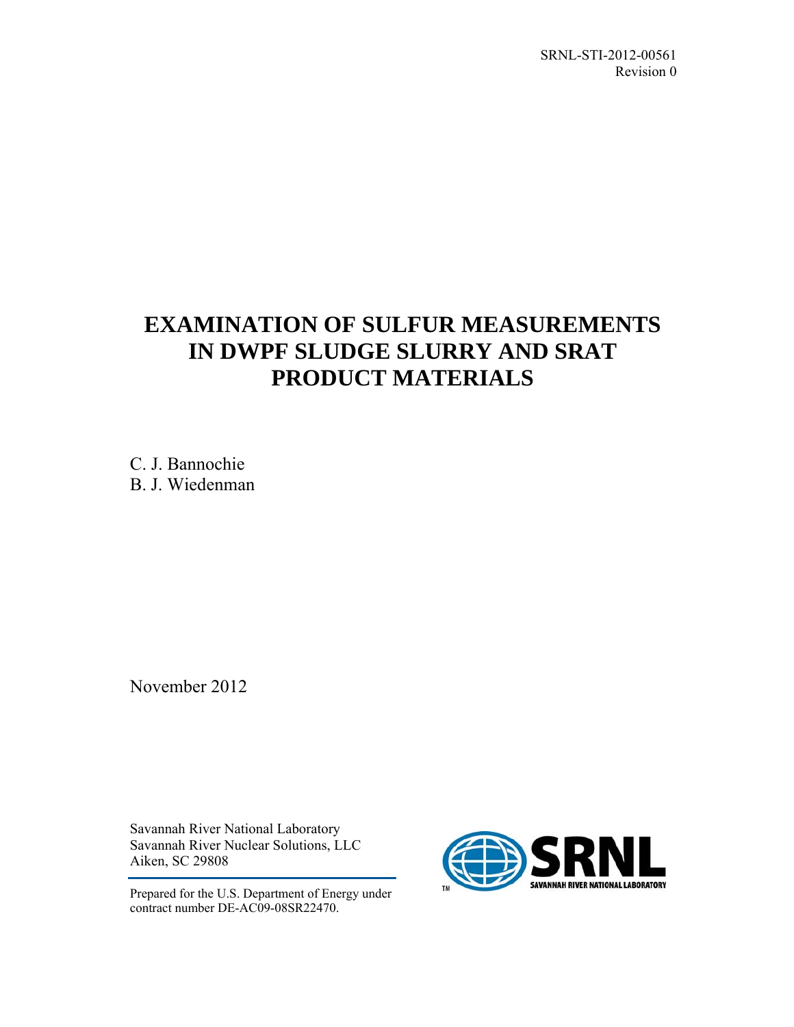SRNL-STI-2012-00561
Revision 0

# EXAMINATION OF SULFUR MEASUREMENTS IN DWPF SLUDGE SLURRY AND SRAT PRODUCT MATERIALS

C. J. Bannochie
B. J. Wiedenman

November 2012

Savannah River National Laboratory
Savannah River Nuclear Solutions, LLC
Aiken, SC 29808

Prepared for the U.S. Department of Energy under contract number DE-AC09-08SR22470.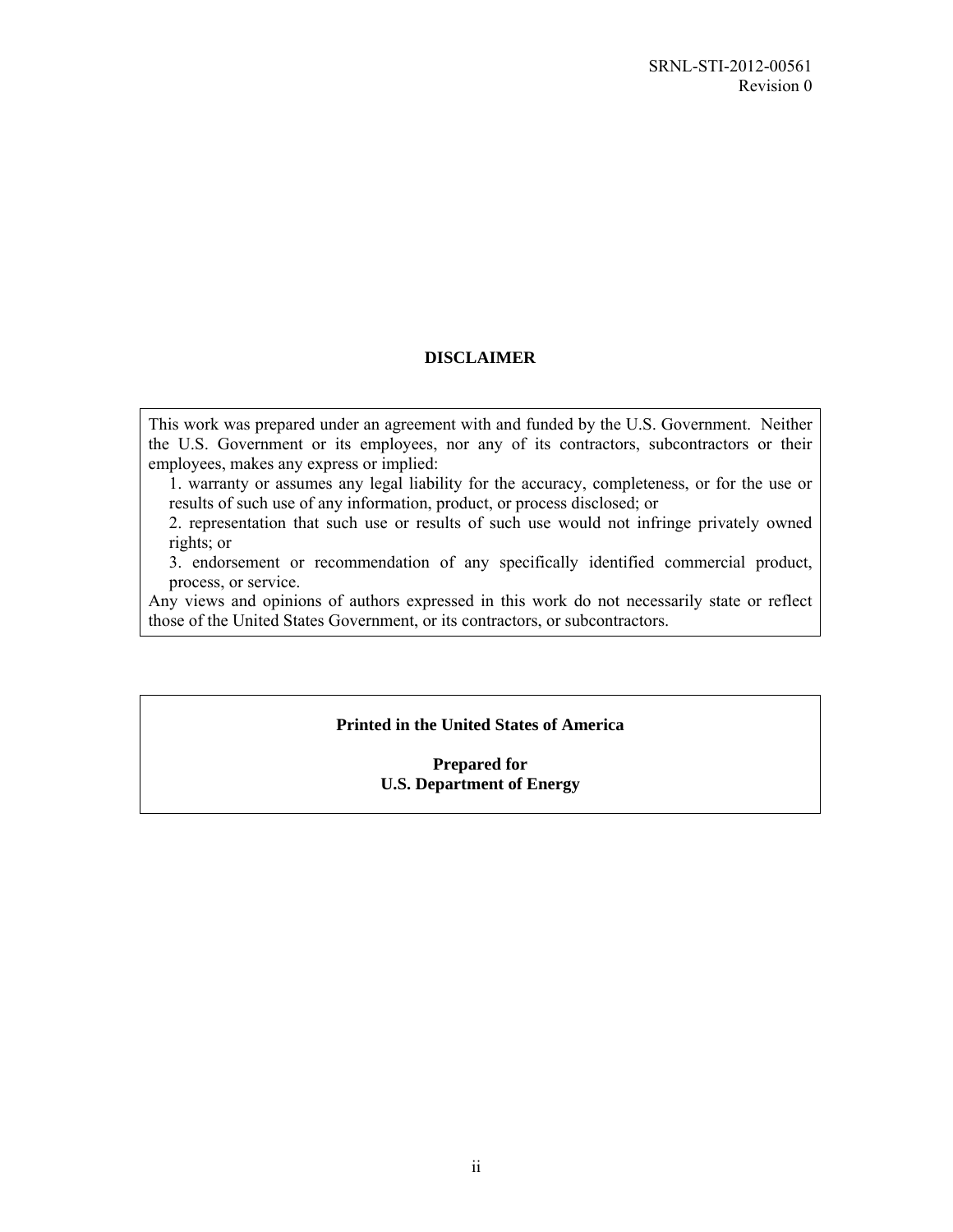## DISCLAIMER

This work was prepared under an agreement with and funded by the U.S. Government. Neither the U.S. Government or its employees, nor any of its contractors, subcontractors or their employees, makes any express or implied:

1. warranty or assumes any legal liability for the accuracy, completeness, or for the use or results of such use of any information, product, or process disclosed; or
2. representation that such use or results of such use would not infringe privately owned rights; or
3. endorsement or recommendation of any specifically identified commercial product, process, or service.

Any views and opinions of authors expressed in this work do not necessarily state or reflect those of the United States Government, or its contractors, or subcontractors.

**Printed in the United States of America**

**Prepared for**
**U.S. Department of Energy**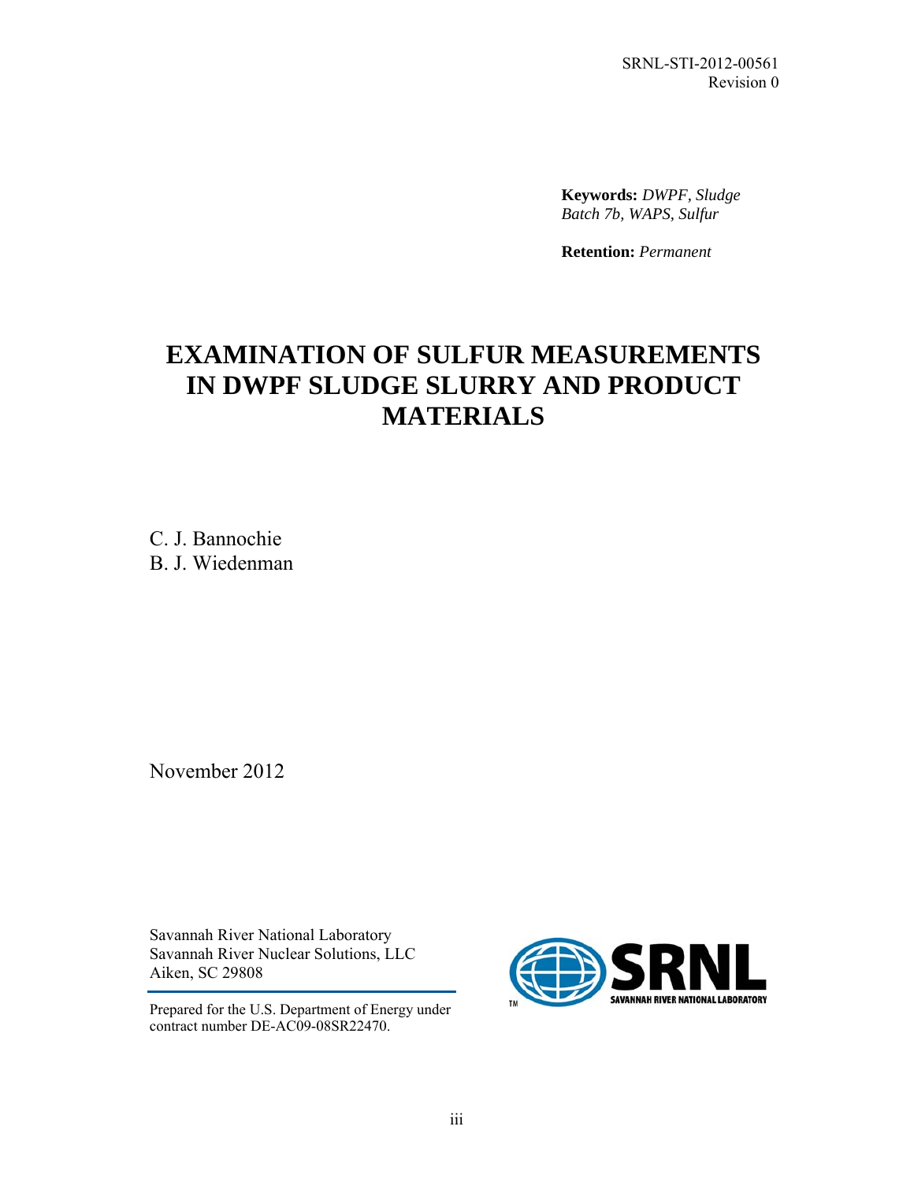SRNL-STI-2012-00561
Revision 0

**Keywords:** *DWPF, Sludge Batch 7b, WAPS, Sulfur*

**Retention:** *Permanent*

# EXAMINATION OF SULFUR MEASUREMENTS IN DWPF SLUDGE SLURRY AND PRODUCT MATERIALS

C. J. Bannochie
B. J. Wiedenman

November 2012

Savannah River National Laboratory
Savannah River Nuclear Solutions, LLC
Aiken, SC 29808

Prepared for the U.S. Department of Energy under contract number DE-AC09-08SR22470.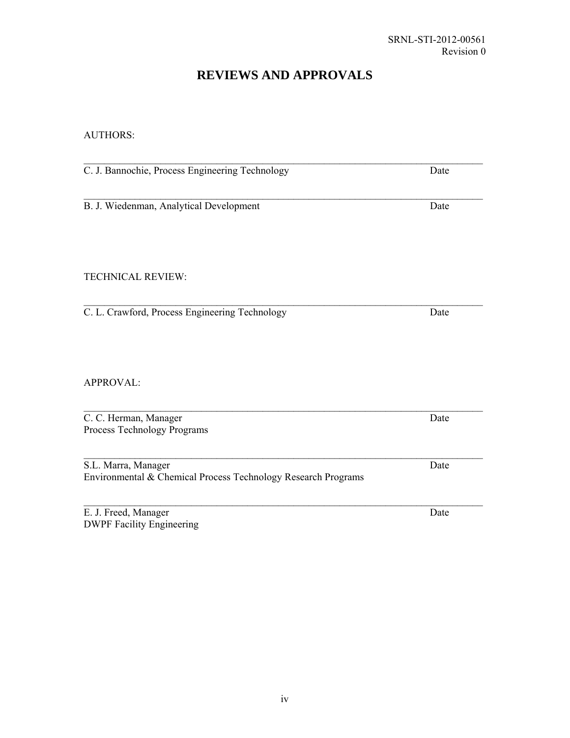# REVIEWS AND APPROVALS

AUTHORS:

\_\_\_\_\_\_\_\_\_\_\_\_\_\_\_\_\_\_\_\_\_\_\_\_\_\_\_\_\_\_\_\_\_\_\_\_\_\_\_\_\_\_\_\_\_\_\_\_\_\_\_\_\_\_\_\_\_\_\_\_\_\_\_\_\_\_\_\_\_\_\_\_\_\_\_\_

C. J. Bannochie, Process Engineering Technology                                                                Date

\_\_\_\_\_\_\_\_\_\_\_\_\_\_\_\_\_\_\_\_\_\_\_\_\_\_\_\_\_\_\_\_\_\_\_\_\_\_\_\_\_\_\_\_\_\_\_\_\_\_\_\_\_\_\_\_\_\_\_\_\_\_\_\_\_\_\_\_\_\_\_\_\_\_\_\_

B. J. Wiedenman, Analytical Development                                                                          Date

TECHNICAL REVIEW:

\_\_\_\_\_\_\_\_\_\_\_\_\_\_\_\_\_\_\_\_\_\_\_\_\_\_\_\_\_\_\_\_\_\_\_\_\_\_\_\_\_\_\_\_\_\_\_\_\_\_\_\_\_\_\_\_\_\_\_\_\_\_\_\_\_\_\_\_\_\_\_\_\_\_\_\_

C. L. Crawford, Process Engineering Technology                                                                  Date

APPROVAL:

\_\_\_\_\_\_\_\_\_\_\_\_\_\_\_\_\_\_\_\_\_\_\_\_\_\_\_\_\_\_\_\_\_\_\_\_\_\_\_\_\_\_\_\_\_\_\_\_\_\_\_\_\_\_\_\_\_\_\_\_\_\_\_\_\_\_\_\_\_\_\_\_\_\_\_\_

C. C. Herman, Manager                                                                                                    Date
Process Technology Programs

\_\_\_\_\_\_\_\_\_\_\_\_\_\_\_\_\_\_\_\_\_\_\_\_\_\_\_\_\_\_\_\_\_\_\_\_\_\_\_\_\_\_\_\_\_\_\_\_\_\_\_\_\_\_\_\_\_\_\_\_\_\_\_\_\_\_\_\_\_\_\_\_\_\_\_\_

S.L. Marra, Manager                                                                                                         Date
Environmental & Chemical Process Technology Research Programs

\_\_\_\_\_\_\_\_\_\_\_\_\_\_\_\_\_\_\_\_\_\_\_\_\_\_\_\_\_\_\_\_\_\_\_\_\_\_\_\_\_\_\_\_\_\_\_\_\_\_\_\_\_\_\_\_\_\_\_\_\_\_\_\_\_\_\_\_\_\_\_\_\_\_\_\_

E. J. Freed, Manager                                                                                                         Date
DWPF Facility Engineering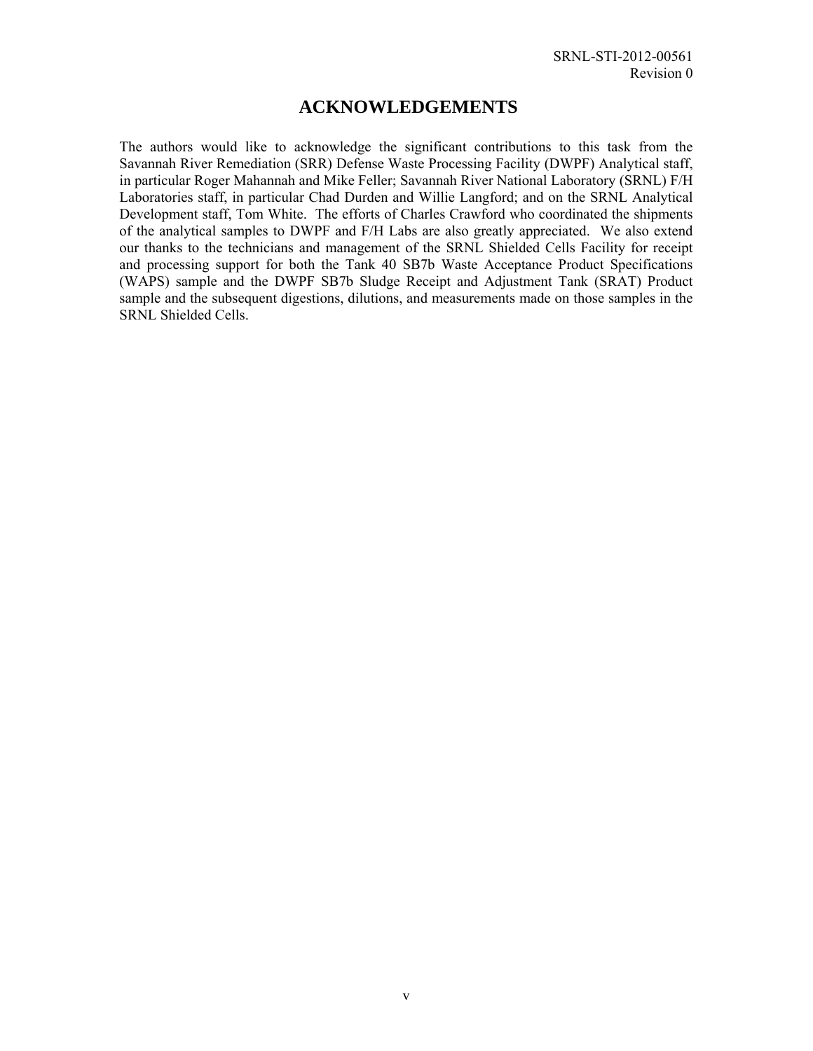# ACKNOWLEDGEMENTS

The authors would like to acknowledge the significant contributions to this task from the Savannah River Remediation (SRR) Defense Waste Processing Facility (DWPF) Analytical staff, in particular Roger Mahannah and Mike Feller; Savannah River National Laboratory (SRNL) F/H Laboratories staff, in particular Chad Durden and Willie Langford; and on the SRNL Analytical Development staff, Tom White. The efforts of Charles Crawford who coordinated the shipments of the analytical samples to DWPF and F/H Labs are also greatly appreciated. We also extend our thanks to the technicians and management of the SRNL Shielded Cells Facility for receipt and processing support for both the Tank 40 SB7b Waste Acceptance Product Specifications (WAPS) sample and the DWPF SB7b Sludge Receipt and Adjustment Tank (SRAT) Product sample and the subsequent digestions, dilutions, and measurements made on those samples in the SRNL Shielded Cells.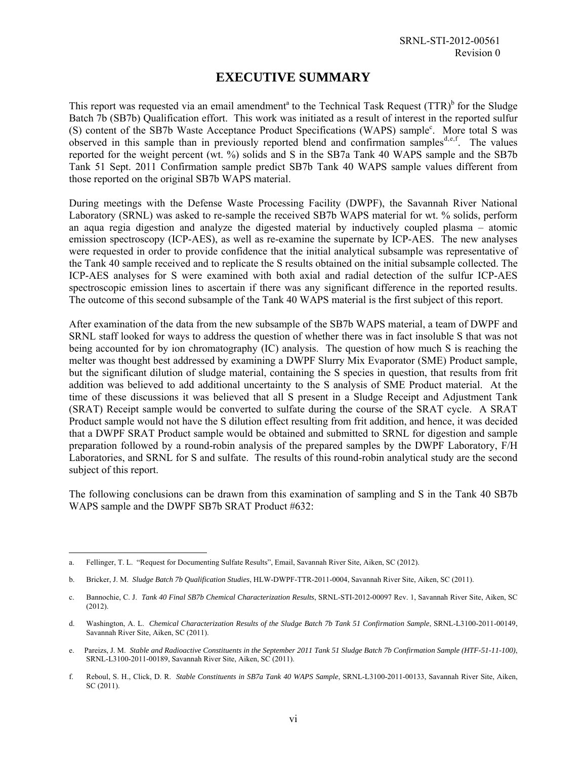# EXECUTIVE SUMMARY

This report was requested via an email amendment[a] to the Technical Task Request (TTR)[b] for the Sludge Batch 7b (SB7b) Qualification effort. This work was initiated as a result of interest in the reported sulfur (S) content of the SB7b Waste Acceptance Product Specifications (WAPS) sample[c]. More total S was observed in this sample than in previously reported blend and confirmation samples[d,e,f]. The values reported for the weight percent (wt. %) solids and S in the SB7a Tank 40 WAPS sample and the SB7b Tank 51 Sept. 2011 Confirmation sample predict SB7b Tank 40 WAPS sample values different from those reported on the original SB7b WAPS material.

During meetings with the Defense Waste Processing Facility (DWPF), the Savannah River National Laboratory (SRNL) was asked to re-sample the received SB7b WAPS material for wt. % solids, perform an aqua regia digestion and analyze the digested material by inductively coupled plasma – atomic emission spectroscopy (ICP-AES), as well as re-examine the supernate by ICP-AES. The new analyses were requested in order to provide confidence that the initial analytical subsample was representative of the Tank 40 sample received and to replicate the S results obtained on the initial subsample collected. The ICP-AES analyses for S were examined with both axial and radial detection of the sulfur ICP-AES spectroscopic emission lines to ascertain if there was any significant difference in the reported results. The outcome of this second subsample of the Tank 40 WAPS material is the first subject of this report.

After examination of the data from the new subsample of the SB7b WAPS material, a team of DWPF and SRNL staff looked for ways to address the question of whether there was in fact insoluble S that was not being accounted for by ion chromatography (IC) analysis. The question of how much S is reaching the melter was thought best addressed by examining a DWPF Slurry Mix Evaporator (SME) Product sample, but the significant dilution of sludge material, containing the S species in question, that results from frit addition was believed to add additional uncertainty to the S analysis of SME Product material. At the time of these discussions it was believed that all S present in a Sludge Receipt and Adjustment Tank (SRAT) Receipt sample would be converted to sulfate during the course of the SRAT cycle. A SRAT Product sample would not have the S dilution effect resulting from frit addition, and hence, it was decided that a DWPF SRAT Product sample would be obtained and submitted to SRNL for digestion and sample preparation followed by a round-robin analysis of the prepared samples by the DWPF Laboratory, F/H Laboratories, and SRNL for S and sulfate. The results of this round-robin analytical study are the second subject of this report.

The following conclusions can be drawn from this examination of sampling and S in the Tank 40 SB7b WAPS sample and the DWPF SB7b SRAT Product #632:

---

a. Fellinger, T. L. "Request for Documenting Sulfate Results", Email, Savannah River Site, Aiken, SC (2012).

b. Bricker, J. M. *Sludge Batch 7b Qualification Studies*, HLW-DWPF-TTR-2011-0004, Savannah River Site, Aiken, SC (2011).

c. Bannochie, C. J. *Tank 40 Final SB7b Chemical Characterization Results*, SRNL-STI-2012-00097 Rev. 1, Savannah River Site, Aiken, SC (2012).

d. Washington, A. L. *Chemical Characterization Results of the Sludge Batch 7b Tank 51 Confirmation Sample*, SRNL-L3100-2011-00149, Savannah River Site, Aiken, SC (2011).

e. Pareizs, J. M. *Stable and Radioactive Constituents in the September 2011 Tank 51 Sludge Batch 7b Confirmation Sample (HTF-51-11-100)*, SRNL-L3100-2011-00189, Savannah River Site, Aiken, SC (2011).

f. Reboul, S. H., Click, D. R. *Stable Constituents in SB7a Tank 40 WAPS Sample*, SRNL-L3100-2011-00133, Savannah River Site, Aiken, SC (2011).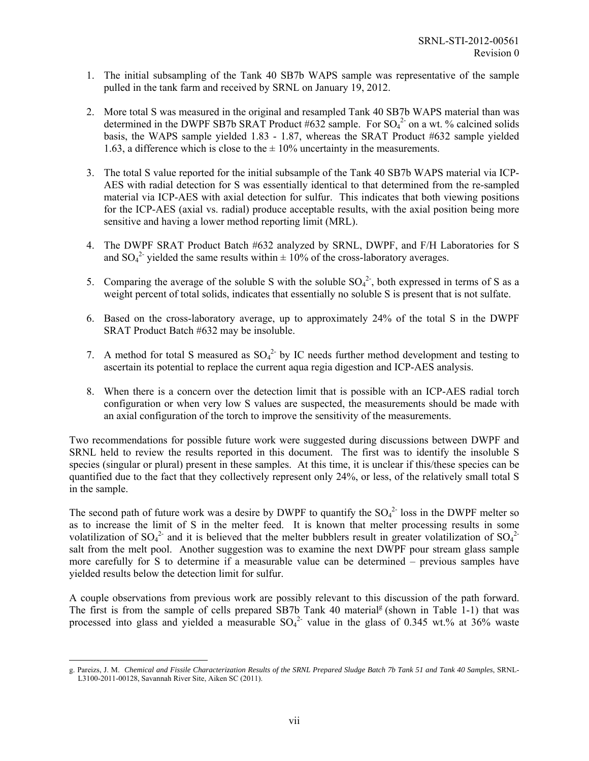1. The initial subsampling of the Tank 40 SB7b WAPS sample was representative of the sample pulled in the tank farm and received by SRNL on January 19, 2012.

2. More total S was measured in the original and resampled Tank 40 SB7b WAPS material than was determined in the DWPF SB7b SRAT Product #632 sample. For $SO_4^{2-}$ on a wt. % calcined solids basis, the WAPS sample yielded 1.83 - 1.87, whereas the SRAT Product #632 sample yielded 1.63, a difference which is close to the ± 10% uncertainty in the measurements.

3. The total S value reported for the initial subsample of the Tank 40 SB7b WAPS material via ICP-AES with radial detection for S was essentially identical to that determined from the re-sampled material via ICP-AES with axial detection for sulfur. This indicates that both viewing positions for the ICP-AES (axial vs. radial) produce acceptable results, with the axial position being more sensitive and having a lower method reporting limit (MRL).

4. The DWPF SRAT Product Batch #632 analyzed by SRNL, DWPF, and F/H Laboratories for S and $SO_4^{2-}$ yielded the same results within ± 10% of the cross-laboratory averages.

5. Comparing the average of the soluble S with the soluble $SO_4^{2-}$, both expressed in terms of S as a weight percent of total solids, indicates that essentially no soluble S is present that is not sulfate.

6. Based on the cross-laboratory average, up to approximately 24% of the total S in the DWPF SRAT Product Batch #632 may be insoluble.

7. A method for total S measured as $SO_4^{2-}$ by IC needs further method development and testing to ascertain its potential to replace the current aqua regia digestion and ICP-AES analysis.

8. When there is a concern over the detection limit that is possible with an ICP-AES radial torch configuration or when very low S values are suspected, the measurements should be made with an axial configuration of the torch to improve the sensitivity of the measurements.

Two recommendations for possible future work were suggested during discussions between DWPF and SRNL held to review the results reported in this document. The first was to identify the insoluble S species (singular or plural) present in these samples. At this time, it is unclear if this/these species can be quantified due to the fact that they collectively represent only 24%, or less, of the relatively small total S in the sample.

The second path of future work was a desire by DWPF to quantify the $SO_4^{2-}$ loss in the DWPF melter so as to increase the limit of S in the melter feed. It is known that melter processing results in some volatilization of $SO_4^{2-}$ and it is believed that the melter bubblers result in greater volatilization of $SO_4^{2-}$ salt from the melt pool. Another suggestion was to examine the next DWPF pour stream glass sample more carefully for S to determine if a measurable value can be determined – previous samples have yielded results below the detection limit for sulfur.

A couple observations from previous work are possibly relevant to this discussion of the path forward. The first is from the sample of cells prepared SB7b Tank 40 material[g] (shown in Table 1-1) that was processed into glass and yielded a measurable $SO_4^{2-}$ value in the glass of 0.345 wt.% at 36% waste

g. Pareizs, J. M. *Chemical and Fissile Characterization Results of the SRNL Prepared Sludge Batch 7b Tank 51 and Tank 40 Samples*, SRNL-L3100-2011-00128, Savannah River Site, Aiken SC (2011).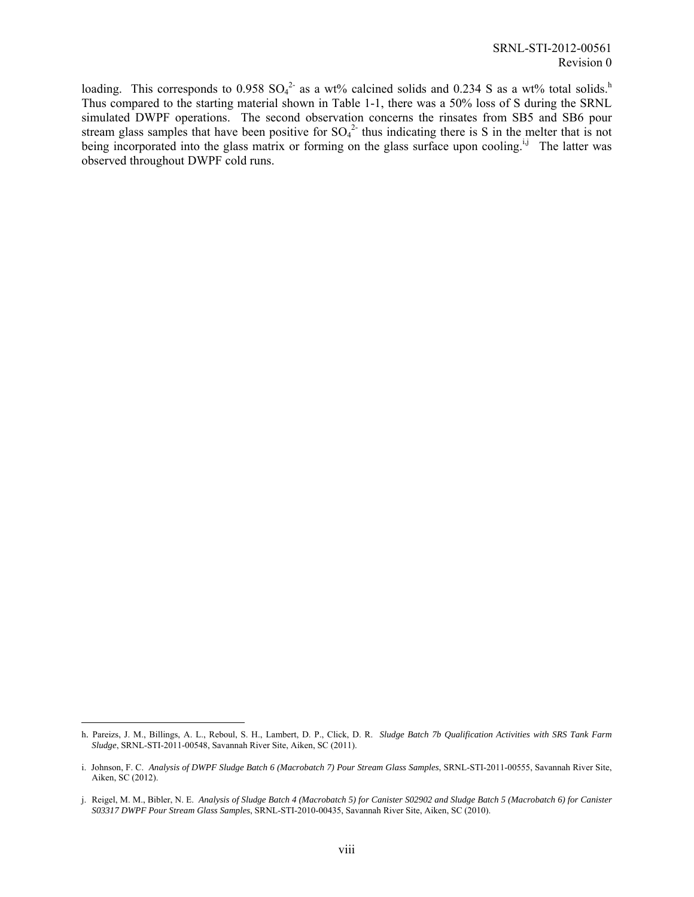loading. This corresponds to 0.958 $SO_4^{2-}$ as a wt% calcined solids and 0.234 S as a wt% total solids.[h] Thus compared to the starting material shown in Table 1-1, there was a 50% loss of S during the SRNL simulated DWPF operations. The second observation concerns the rinsates from SB5 and SB6 pour stream glass samples that have been positive for $SO_4^{2-}$ thus indicating there is S in the melter that is not being incorporated into the glass matrix or forming on the glass surface upon cooling.[i,j] The latter was observed throughout DWPF cold runs.

---

h. Pareizs, J. M., Billings, A. L., Reboul, S. H., Lambert, D. P., Click, D. R. *Sludge Batch 7b Qualification Activities with SRS Tank Farm Sludge*, SRNL-STI-2011-00548, Savannah River Site, Aiken, SC (2011).

i. Johnson, F. C. *Analysis of DWPF Sludge Batch 6 (Macrobatch 7) Pour Stream Glass Samples*, SRNL-STI-2011-00555, Savannah River Site, Aiken, SC (2012).

j. Reigel, M. M., Bibler, N. E. *Analysis of Sludge Batch 4 (Macrobatch 5) for Canister S02902 and Sludge Batch 5 (Macrobatch 6) for Canister S03317 DWPF Pour Stream Glass Samples*, SRNL-STI-2010-00435, Savannah River Site, Aiken, SC (2010).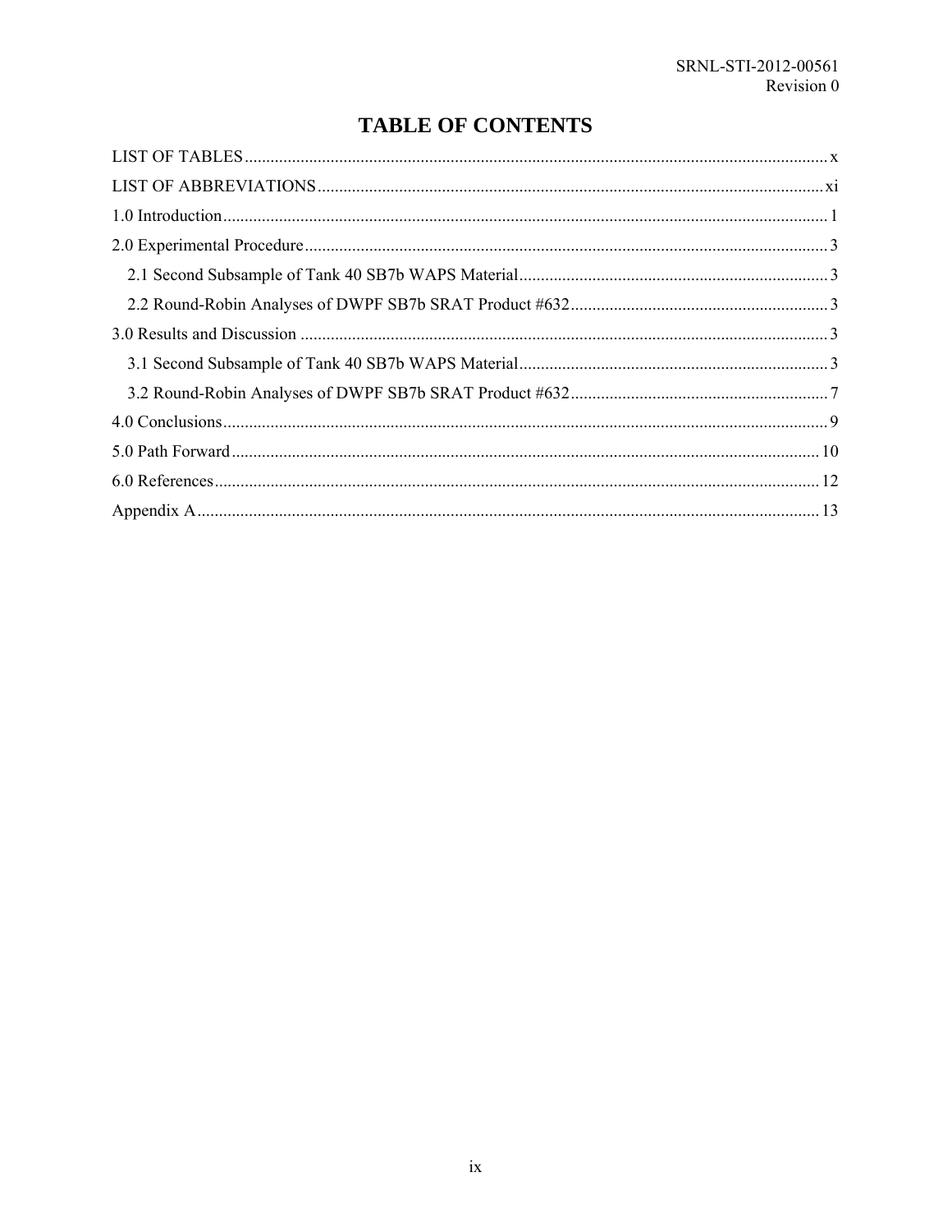# TABLE OF CONTENTS

LIST OF TABLES .......... x

LIST OF ABBREVIATIONS .......... xi

1.0 Introduction .......... 1

2.0 Experimental Procedure .......... 3

- 2.1 Second Subsample of Tank 40 SB7b WAPS Material .......... 3
- 2.2 Round-Robin Analyses of DWPF SB7b SRAT Product #632 .......... 3

3.0 Results and Discussion .......... 3

- 3.1 Second Subsample of Tank 40 SB7b WAPS Material .......... 3
- 3.2 Round-Robin Analyses of DWPF SB7b SRAT Product #632 .......... 7

4.0 Conclusions .......... 9

5.0 Path Forward .......... 10

6.0 References .......... 12

Appendix A .......... 13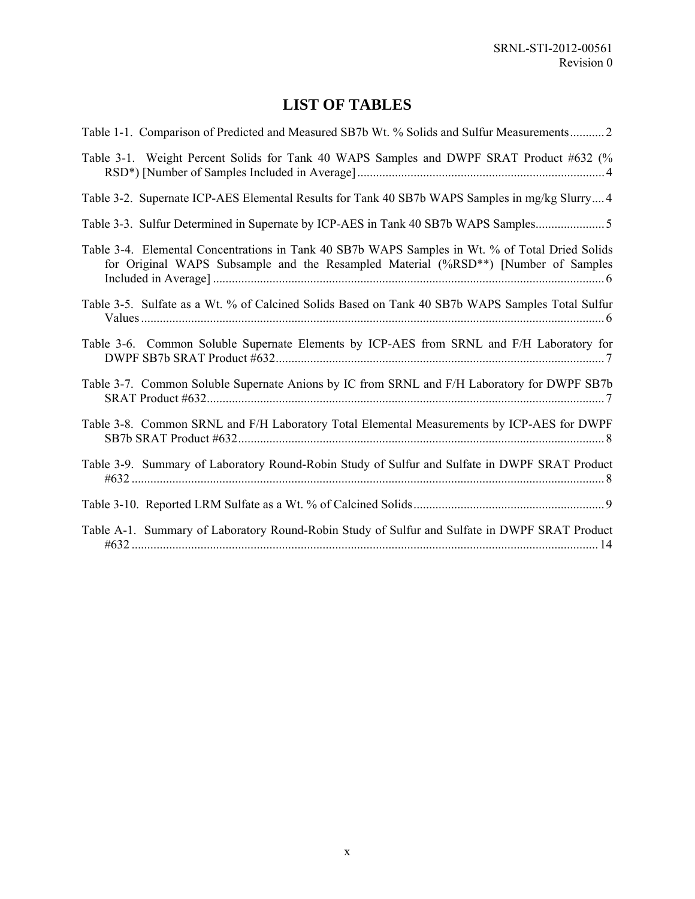# LIST OF TABLES

Table 1-1. Comparison of Predicted and Measured SB7b Wt. % Solids and Sulfur Measurements........... 2

Table 3-1. Weight Percent Solids for Tank 40 WAPS Samples and DWPF SRAT Product #632 (% RSD*) [Number of Samples Included in Average] .............................................................................. 4

Table 3-2. Supernate ICP-AES Elemental Results for Tank 40 SB7b WAPS Samples in mg/kg Slurry.... 4

Table 3-3. Sulfur Determined in Supernate by ICP-AES in Tank 40 SB7b WAPS Samples...................... 5

Table 3-4. Elemental Concentrations in Tank 40 SB7b WAPS Samples in Wt. % of Total Dried Solids for Original WAPS Subsample and the Resampled Material (%RSD**) [Number of Samples Included in Average] ............................................................................................................. 6

Table 3-5. Sulfate as a Wt. % of Calcined Solids Based on Tank 40 SB7b WAPS Samples Total Sulfur Values .................................................................................................................................... 6

Table 3-6. Common Soluble Supernate Elements by ICP-AES from SRNL and F/H Laboratory for DWPF SB7b SRAT Product #632......................................................................................... 7

Table 3-7. Common Soluble Supernate Anions by IC from SRNL and F/H Laboratory for DWPF SB7b SRAT Product #632............................................................................................................. 7

Table 3-8. Common SRNL and F/H Laboratory Total Elemental Measurements by ICP-AES for DWPF SB7b SRAT Product #632.................................................................................................... 8

Table 3-9. Summary of Laboratory Round-Robin Study of Sulfur and Sulfate in DWPF SRAT Product #632 ...................................................................................................................................... 8

Table 3-10. Reported LRM Sulfate as a Wt. % of Calcined Solids............................................................ 9

Table A-1. Summary of Laboratory Round-Robin Study of Sulfur and Sulfate in DWPF SRAT Product #632 .................................................................................................................................... 14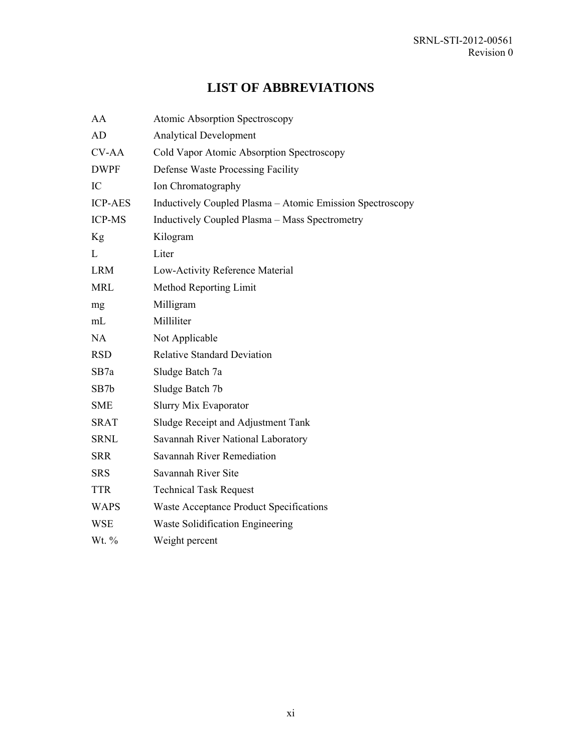# LIST OF ABBREVIATIONS

| | |
|---|---|
| AA | Atomic Absorption Spectroscopy |
| AD | Analytical Development |
| CV-AA | Cold Vapor Atomic Absorption Spectroscopy |
| DWPF | Defense Waste Processing Facility |
| IC | Ion Chromatography |
| ICP-AES | Inductively Coupled Plasma – Atomic Emission Spectroscopy |
| ICP-MS | Inductively Coupled Plasma – Mass Spectrometry |
| Kg | Kilogram |
| L | Liter |
| LRM | Low-Activity Reference Material |
| MRL | Method Reporting Limit |
| mg | Milligram |
| mL | Milliliter |
| NA | Not Applicable |
| RSD | Relative Standard Deviation |
| SB7a | Sludge Batch 7a |
| SB7b | Sludge Batch 7b |
| SME | Slurry Mix Evaporator |
| SRAT | Sludge Receipt and Adjustment Tank |
| SRNL | Savannah River National Laboratory |
| SRR | Savannah River Remediation |
| SRS | Savannah River Site |
| TTR | Technical Task Request |
| WAPS | Waste Acceptance Product Specifications |
| WSE | Waste Solidification Engineering |
| Wt. % | Weight percent |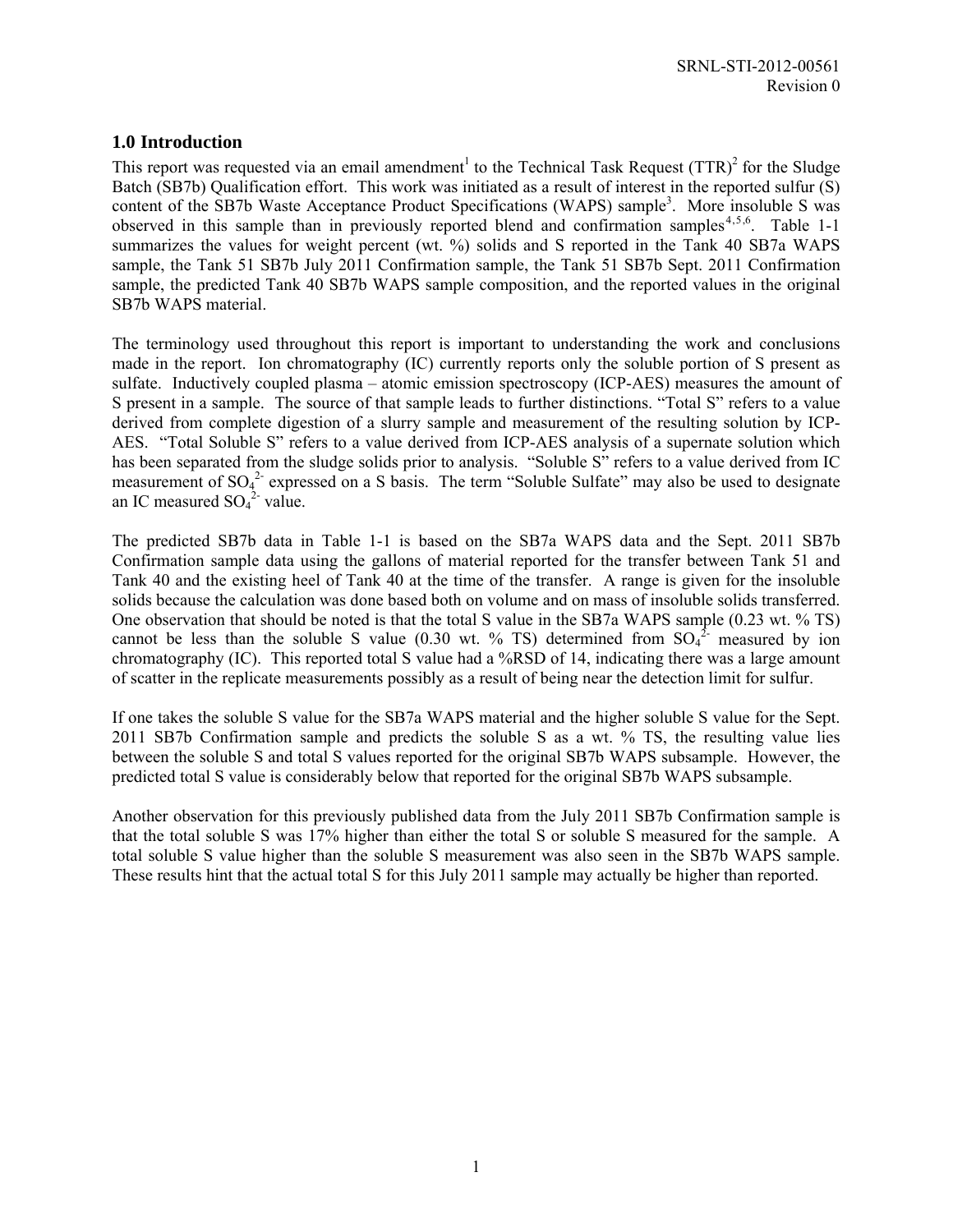## 1.0 Introduction

This report was requested via an email amendment[1] to the Technical Task Request (TTR)[2] for the Sludge Batch (SB7b) Qualification effort. This work was initiated as a result of interest in the reported sulfur (S) content of the SB7b Waste Acceptance Product Specifications (WAPS) sample[3]. More insoluble S was observed in this sample than in previously reported blend and confirmation samples[4,5,6]. Table 1-1 summarizes the values for weight percent (wt. %) solids and S reported in the Tank 40 SB7a WAPS sample, the Tank 51 SB7b July 2011 Confirmation sample, the Tank 51 SB7b Sept. 2011 Confirmation sample, the predicted Tank 40 SB7b WAPS sample composition, and the reported values in the original SB7b WAPS material.

The terminology used throughout this report is important to understanding the work and conclusions made in the report. Ion chromatography (IC) currently reports only the soluble portion of S present as sulfate. Inductively coupled plasma – atomic emission spectroscopy (ICP-AES) measures the amount of S present in a sample. The source of that sample leads to further distinctions. "Total S" refers to a value derived from complete digestion of a slurry sample and measurement of the resulting solution by ICP-AES. "Total Soluble S" refers to a value derived from ICP-AES analysis of a supernate solution which has been separated from the sludge solids prior to analysis. "Soluble S" refers to a value derived from IC measurement of $SO_4^{2-}$ expressed on a S basis. The term "Soluble Sulfate" may also be used to designate an IC measured $SO_4^{2-}$ value.

The predicted SB7b data in Table 1-1 is based on the SB7a WAPS data and the Sept. 2011 SB7b Confirmation sample data using the gallons of material reported for the transfer between Tank 51 and Tank 40 and the existing heel of Tank 40 at the time of the transfer. A range is given for the insoluble solids because the calculation was done based both on volume and on mass of insoluble solids transferred. One observation that should be noted is that the total S value in the SB7a WAPS sample (0.23 wt. % TS) cannot be less than the soluble S value (0.30 wt. % TS) determined from $SO_4^{2-}$ measured by ion chromatography (IC). This reported total S value had a %RSD of 14, indicating there was a large amount of scatter in the replicate measurements possibly as a result of being near the detection limit for sulfur.

If one takes the soluble S value for the SB7a WAPS material and the higher soluble S value for the Sept. 2011 SB7b Confirmation sample and predicts the soluble S as a wt. % TS, the resulting value lies between the soluble S and total S values reported for the original SB7b WAPS subsample. However, the predicted total S value is considerably below that reported for the original SB7b WAPS subsample.

Another observation for this previously published data from the July 2011 SB7b Confirmation sample is that the total soluble S was 17% higher than either the total S or soluble S measured for the sample. A total soluble S value higher than the soluble S measurement was also seen in the SB7b WAPS sample. These results hint that the actual total S for this July 2011 sample may actually be higher than reported.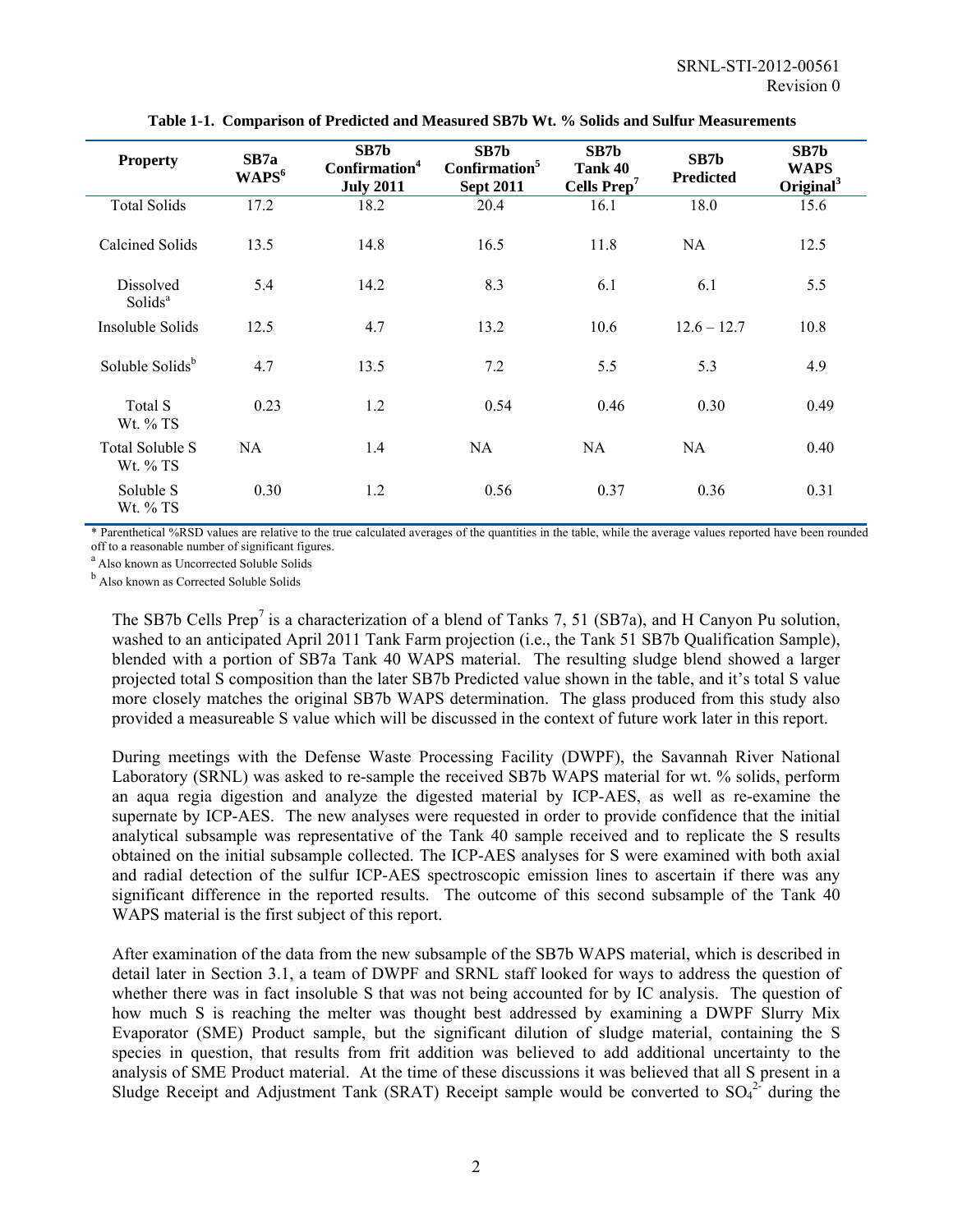**Table 1-1. Comparison of Predicted and Measured SB7b Wt. % Solids and Sulfur Measurements**

| Property | SB7a WAPS[6] | SB7b Confirmation[4] July 2011 | SB7b Confirmation[5] Sept 2011 | SB7b Tank 40 Cells Prep[7] | SB7b Predicted | SB7b WAPS Original[3] |
|---|---|---|---|---|---|---|
| Total Solids | 17.2 | 18.2 | 20.4 | 16.1 | 18.0 | 15.6 |
| Calcined Solids | 13.5 | 14.8 | 16.5 | 11.8 | NA | 12.5 |
| Dissolved Solids[a] | 5.4 | 14.2 | 8.3 | 6.1 | 6.1 | 5.5 |
| Insoluble Solids | 12.5 | 4.7 | 13.2 | 10.6 | 12.6 – 12.7 | 10.8 |
| Soluble Solids[b] | 4.7 | 13.5 | 7.2 | 5.5 | 5.3 | 4.9 |
| Total S Wt. % TS | 0.23 | 1.2 | 0.54 | 0.46 | 0.30 | 0.49 |
| Total Soluble S Wt. % TS | NA | 1.4 | NA | NA | NA | 0.40 |
| Soluble S Wt. % TS | 0.30 | 1.2 | 0.56 | 0.37 | 0.36 | 0.31 |

\* Parenthetical %RSD values are relative to the true calculated averages of the quantities in the table, while the average values reported have been rounded off to a reasonable number of significant figures.

[a] Also known as Uncorrected Soluble Solids

[b] Also known as Corrected Soluble Solids

The SB7b Cells Prep[7] is a characterization of a blend of Tanks 7, 51 (SB7a), and H Canyon Pu solution, washed to an anticipated April 2011 Tank Farm projection (i.e., the Tank 51 SB7b Qualification Sample), blended with a portion of SB7a Tank 40 WAPS material. The resulting sludge blend showed a larger projected total S composition than the later SB7b Predicted value shown in the table, and it's total S value more closely matches the original SB7b WAPS determination. The glass produced from this study also provided a measureable S value which will be discussed in the context of future work later in this report.

During meetings with the Defense Waste Processing Facility (DWPF), the Savannah River National Laboratory (SRNL) was asked to re-sample the received SB7b WAPS material for wt. % solids, perform an aqua regia digestion and analyze the digested material by ICP-AES, as well as re-examine the supernate by ICP-AES. The new analyses were requested in order to provide confidence that the initial analytical subsample was representative of the Tank 40 sample received and to replicate the S results obtained on the initial subsample collected. The ICP-AES analyses for S were examined with both axial and radial detection of the sulfur ICP-AES spectroscopic emission lines to ascertain if there was any significant difference in the reported results. The outcome of this second subsample of the Tank 40 WAPS material is the first subject of this report.

After examination of the data from the new subsample of the SB7b WAPS material, which is described in detail later in Section 3.1, a team of DWPF and SRNL staff looked for ways to address the question of whether there was in fact insoluble S that was not being accounted for by IC analysis. The question of how much S is reaching the melter was thought best addressed by examining a DWPF Slurry Mix Evaporator (SME) Product sample, but the significant dilution of sludge material, containing the S species in question, that results from frit addition was believed to add additional uncertainty to the analysis of SME Product material. At the time of these discussions it was believed that all S present in a Sludge Receipt and Adjustment Tank (SRAT) Receipt sample would be converted to $SO_4^{2-}$ during the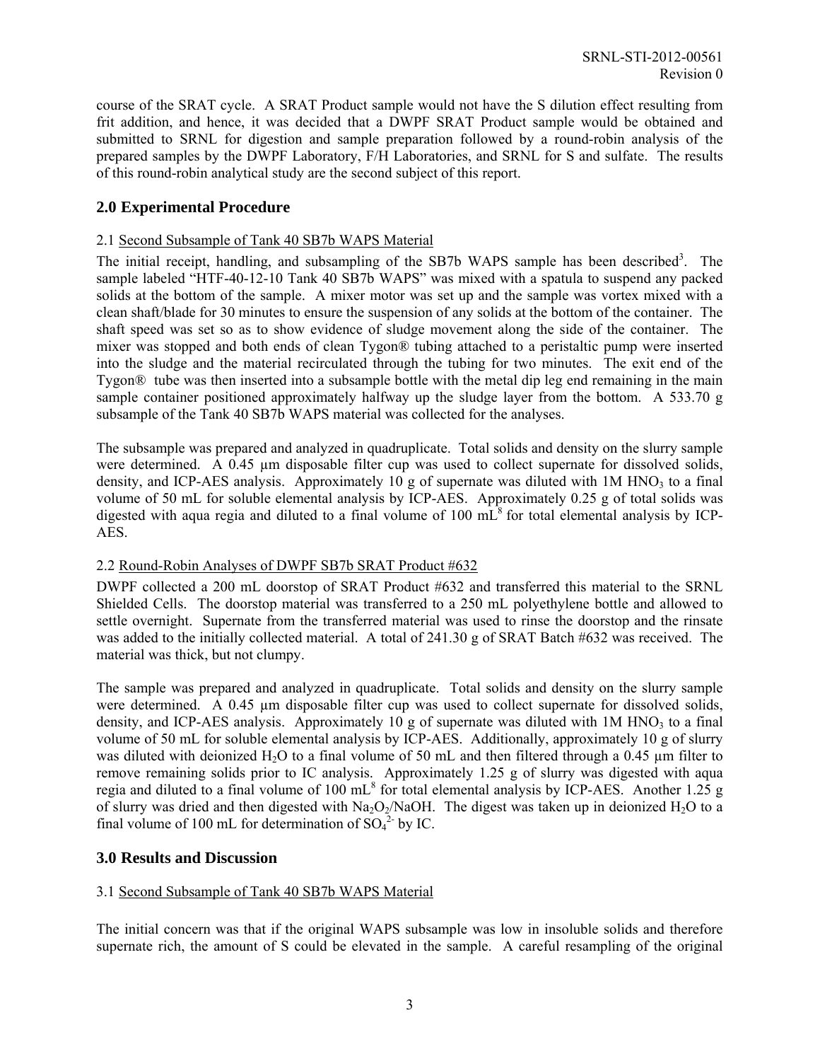course of the SRAT cycle. A SRAT Product sample would not have the S dilution effect resulting from frit addition, and hence, it was decided that a DWPF SRAT Product sample would be obtained and submitted to SRNL for digestion and sample preparation followed by a round-robin analysis of the prepared samples by the DWPF Laboratory, F/H Laboratories, and SRNL for S and sulfate. The results of this round-robin analytical study are the second subject of this report.

## 2.0 Experimental Procedure

### 2.1 Second Subsample of Tank 40 SB7b WAPS Material

The initial receipt, handling, and subsampling of the SB7b WAPS sample has been described[3]. The sample labeled "HTF-40-12-10 Tank 40 SB7b WAPS" was mixed with a spatula to suspend any packed solids at the bottom of the sample. A mixer motor was set up and the sample was vortex mixed with a clean shaft/blade for 30 minutes to ensure the suspension of any solids at the bottom of the container. The shaft speed was set so as to show evidence of sludge movement along the side of the container. The mixer was stopped and both ends of clean Tygon® tubing attached to a peristaltic pump were inserted into the sludge and the material recirculated through the tubing for two minutes. The exit end of the Tygon® tube was then inserted into a subsample bottle with the metal dip leg end remaining in the main sample container positioned approximately halfway up the sludge layer from the bottom. A 533.70 g subsample of the Tank 40 SB7b WAPS material was collected for the analyses.

The subsample was prepared and analyzed in quadruplicate. Total solids and density on the slurry sample were determined. A 0.45 µm disposable filter cup was used to collect supernate for dissolved solids, density, and ICP-AES analysis. Approximately 10 g of supernate was diluted with 1M $HNO_3$ to a final volume of 50 mL for soluble elemental analysis by ICP-AES. Approximately 0.25 g of total solids was digested with aqua regia and diluted to a final volume of 100 mL[8] for total elemental analysis by ICP-AES.

### 2.2 Round-Robin Analyses of DWPF SB7b SRAT Product #632

DWPF collected a 200 mL doorstop of SRAT Product #632 and transferred this material to the SRNL Shielded Cells. The doorstop material was transferred to a 250 mL polyethylene bottle and allowed to settle overnight. Supernate from the transferred material was used to rinse the doorstop and the rinsate was added to the initially collected material. A total of 241.30 g of SRAT Batch #632 was received. The material was thick, but not clumpy.

The sample was prepared and analyzed in quadruplicate. Total solids and density on the slurry sample were determined. A 0.45 µm disposable filter cup was used to collect supernate for dissolved solids, density, and ICP-AES analysis. Approximately 10 g of supernate was diluted with 1M $HNO_3$ to a final volume of 50 mL for soluble elemental analysis by ICP-AES. Additionally, approximately 10 g of slurry was diluted with deionized $H_2O$ to a final volume of 50 mL and then filtered through a 0.45 µm filter to remove remaining solids prior to IC analysis. Approximately 1.25 g of slurry was digested with aqua regia and diluted to a final volume of 100 mL[8] for total elemental analysis by ICP-AES. Another 1.25 g of slurry was dried and then digested with $Na_2O_2$/NaOH. The digest was taken up in deionized $H_2O$ to a final volume of 100 mL for determination of $SO_4^{2-}$ by IC.

## 3.0 Results and Discussion

### 3.1 Second Subsample of Tank 40 SB7b WAPS Material

The initial concern was that if the original WAPS subsample was low in insoluble solids and therefore supernate rich, the amount of S could be elevated in the sample. A careful resampling of the original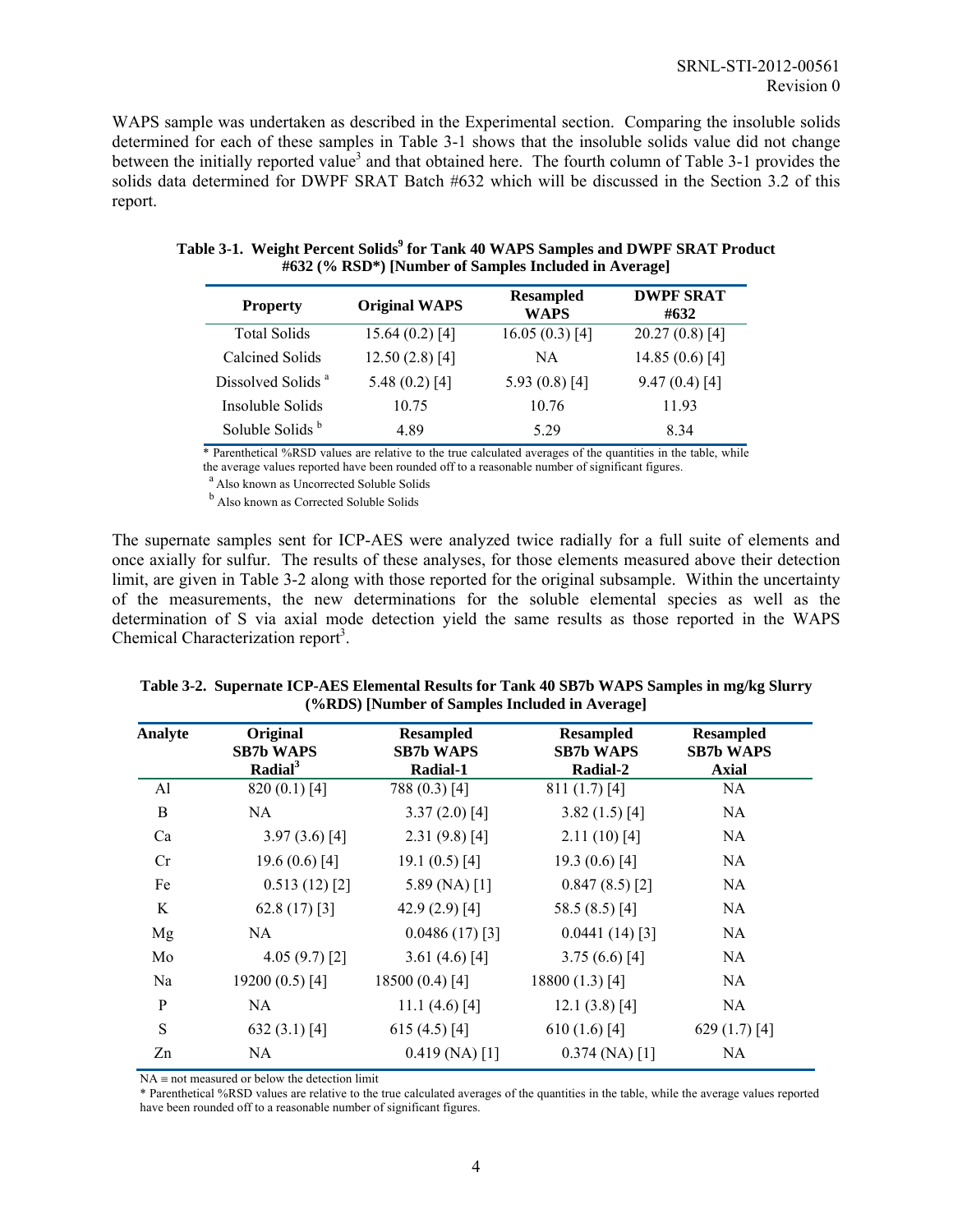WAPS sample was undertaken as described in the Experimental section. Comparing the insoluble solids determined for each of these samples in Table 3-1 shows that the insoluble solids value did not change between the initially reported value[3] and that obtained here. The fourth column of Table 3-1 provides the solids data determined for DWPF SRAT Batch #632 which will be discussed in the Section 3.2 of this report.

**Table 3-1. Weight Percent Solids[9] for Tank 40 WAPS Samples and DWPF SRAT Product #632 (% RSD*) [Number of Samples Included in Average]**

| Property | Original WAPS | Resampled WAPS | DWPF SRAT #632 |
|---|---|---|---|
| Total Solids | 15.64 (0.2) [4] | 16.05 (0.3) [4] | 20.27 (0.8) [4] |
| Calcined Solids | 12.50 (2.8) [4] | NA | 14.85 (0.6) [4] |
| Dissolved Solids [a] | 5.48 (0.2) [4] | 5.93 (0.8) [4] | 9.47 (0.4) [4] |
| Insoluble Solids | 10.75 | 10.76 | 11.93 |
| Soluble Solids [b] | 4.89 | 5.29 | 8.34 |

* Parenthetical %RSD values are relative to the true calculated averages of the quantities in the table, while the average values reported have been rounded off to a reasonable number of significant figures.

[a] Also known as Uncorrected Soluble Solids

[b] Also known as Corrected Soluble Solids

The supernate samples sent for ICP-AES were analyzed twice radially for a full suite of elements and once axially for sulfur. The results of these analyses, for those elements measured above their detection limit, are given in Table 3-2 along with those reported for the original subsample. Within the uncertainty of the measurements, the new determinations for the soluble elemental species as well as the determination of S via axial mode detection yield the same results as those reported in the WAPS Chemical Characterization report[3].

**Table 3-2. Supernate ICP-AES Elemental Results for Tank 40 SB7b WAPS Samples in mg/kg Slurry (%RDS) [Number of Samples Included in Average]**

| Analyte | Original SB7b WAPS Radial[3] | Resampled SB7b WAPS Radial-1 | Resampled SB7b WAPS Radial-2 | Resampled SB7b WAPS Axial |
|---|---|---|---|---|
| Al | 820 (0.1) [4] | 788 (0.3) [4] | 811 (1.7) [4] | NA |
| B | NA | 3.37 (2.0) [4] | 3.82 (1.5) [4] | NA |
| Ca | 3.97 (3.6) [4] | 2.31 (9.8) [4] | 2.11 (10) [4] | NA |
| Cr | 19.6 (0.6) [4] | 19.1 (0.5) [4] | 19.3 (0.6) [4] | NA |
| Fe | 0.513 (12) [2] | 5.89 (NA) [1] | 0.847 (8.5) [2] | NA |
| K | 62.8 (17) [3] | 42.9 (2.9) [4] | 58.5 (8.5) [4] | NA |
| Mg | NA | 0.0486 (17) [3] | 0.0441 (14) [3] | NA |
| Mo | 4.05 (9.7) [2] | 3.61 (4.6) [4] | 3.75 (6.6) [4] | NA |
| Na | 19200 (0.5) [4] | 18500 (0.4) [4] | 18800 (1.3) [4] | NA |
| P | NA | 11.1 (4.6) [4] | 12.1 (3.8) [4] | NA |
| S | 632 (3.1) [4] | 615 (4.5) [4] | 610 (1.6) [4] | 629 (1.7) [4] |
| Zn | NA | 0.419 (NA) [1] | 0.374 (NA) [1] | NA |

NA ≡ not measured or below the detection limit

* Parenthetical %RSD values are relative to the true calculated averages of the quantities in the table, while the average values reported have been rounded off to a reasonable number of significant figures.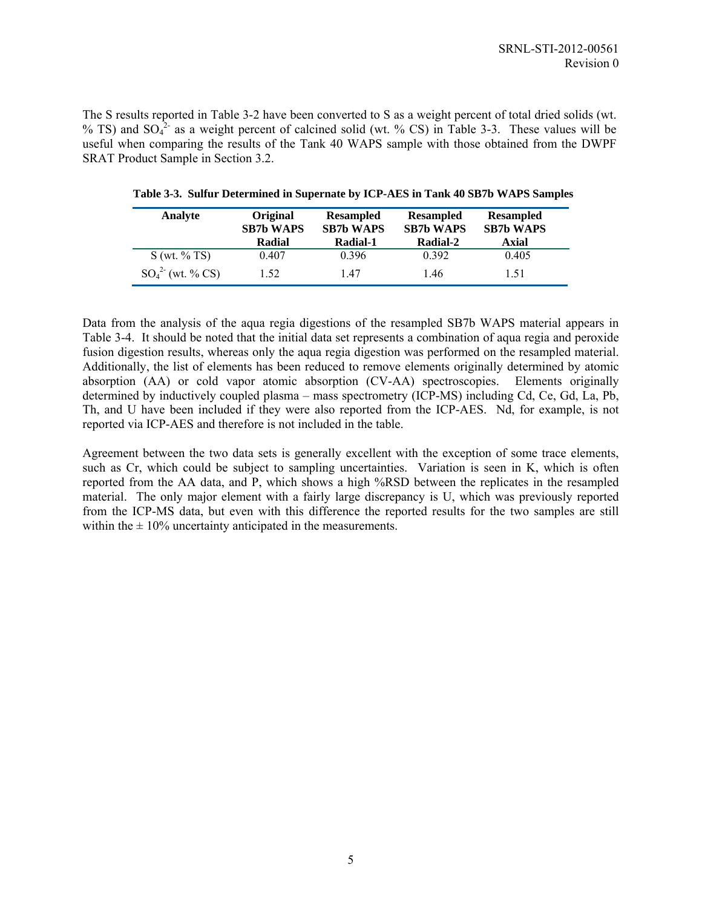The S results reported in Table 3-2 have been converted to S as a weight percent of total dried solids (wt. % TS) and $SO_4^{2-}$ as a weight percent of calcined solid (wt. % CS) in Table 3-3. These values will be useful when comparing the results of the Tank 40 WAPS sample with those obtained from the DWPF SRAT Product Sample in Section 3.2.

**Table 3-3. Sulfur Determined in Supernate by ICP-AES in Tank 40 SB7b WAPS Samples**

| Analyte | Original SB7b WAPS Radial | Resampled SB7b WAPS Radial-1 | Resampled SB7b WAPS Radial-2 | Resampled SB7b WAPS Axial |
|---|---|---|---|---|
| S (wt. % TS) | 0.407 | 0.396 | 0.392 | 0.405 |
| $SO_4^{2-}$ (wt. % CS) | 1.52 | 1.47 | 1.46 | 1.51 |

Data from the analysis of the aqua regia digestions of the resampled SB7b WAPS material appears in Table 3-4. It should be noted that the initial data set represents a combination of aqua regia and peroxide fusion digestion results, whereas only the aqua regia digestion was performed on the resampled material. Additionally, the list of elements has been reduced to remove elements originally determined by atomic absorption (AA) or cold vapor atomic absorption (CV-AA) spectroscopies. Elements originally determined by inductively coupled plasma – mass spectrometry (ICP-MS) including Cd, Ce, Gd, La, Pb, Th, and U have been included if they were also reported from the ICP-AES. Nd, for example, is not reported via ICP-AES and therefore is not included in the table.

Agreement between the two data sets is generally excellent with the exception of some trace elements, such as Cr, which could be subject to sampling uncertainties. Variation is seen in K, which is often reported from the AA data, and P, which shows a high %RSD between the replicates in the resampled material. The only major element with a fairly large discrepancy is U, which was previously reported from the ICP-MS data, but even with this difference the reported results for the two samples are still within the ± 10% uncertainty anticipated in the measurements.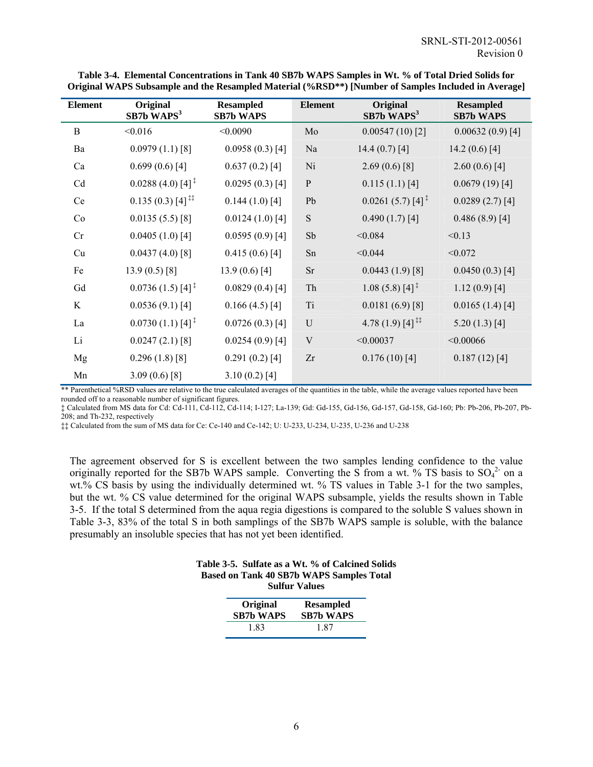**Table 3-4. Elemental Concentrations in Tank 40 SB7b WAPS Samples in Wt. % of Total Dried Solids for Original WAPS Subsample and the Resampled Material (%RSD**) [Number of Samples Included in Average]**

| Element | Original SB7b WAPS[3] | Resampled SB7b WAPS | Element | Original SB7b WAPS[3] | Resampled SB7b WAPS |
|---|---|---|---|---|---|
| B | <0.016 | <0.0090 | Mo | 0.00547 (10) [2] | 0.00632 (0.9) [4] |
| Ba | 0.0979 (1.1) [8] | 0.0958 (0.3) [4] | Na | 14.4 (0.7) [4] | 14.2 (0.6) [4] |
| Ca | 0.699 (0.6) [4] | 0.637 (0.2) [4] | Ni | 2.69 (0.6) [8] | 2.60 (0.6) [4] |
| Cd | 0.0288 (4.0) [4] ‡ | 0.0295 (0.3) [4] | P | 0.115 (1.1) [4] | 0.0679 (19) [4] |
| Ce | 0.135 (0.3) [4] ‡‡ | 0.144 (1.0) [4] | Pb | 0.0261 (5.7) [4] ‡ | 0.0289 (2.7) [4] |
| Co | 0.0135 (5.5) [8] | 0.0124 (1.0) [4] | S | 0.490 (1.7) [4] | 0.486 (8.9) [4] |
| Cr | 0.0405 (1.0) [4] | 0.0595 (0.9) [4] | Sb | <0.084 | <0.13 |
| Cu | 0.0437 (4.0) [8] | 0.415 (0.6) [4] | Sn | <0.044 | <0.072 |
| Fe | 13.9 (0.5) [8] | 13.9 (0.6) [4] | Sr | 0.0443 (1.9) [8] | 0.0450 (0.3) [4] |
| Gd | 0.0736 (1.5) [4] ‡ | 0.0829 (0.4) [4] | Th | 1.08 (5.8) [4] ‡ | 1.12 (0.9) [4] |
| K | 0.0536 (9.1) [4] | 0.166 (4.5) [4] | Ti | 0.0181 (6.9) [8] | 0.0165 (1.4) [4] |
| La | 0.0730 (1.1) [4] ‡ | 0.0726 (0.3) [4] | U | 4.78 (1.9) [4] ‡‡ | 5.20 (1.3) [4] |
| Li | 0.0247 (2.1) [8] | 0.0254 (0.9) [4] | V | <0.00037 | <0.00066 |
| Mg | 0.296 (1.8) [8] | 0.291 (0.2) [4] | Zr | 0.176 (10) [4] | 0.187 (12) [4] |
| Mn | 3.09 (0.6) [8] | 3.10 (0.2) [4] | | | |

** Parenthetical %RSD values are relative to the true calculated averages of the quantities in the table, while the average values reported have been rounded off to a reasonable number of significant figures.

‡ Calculated from MS data for Cd: Cd-111, Cd-112, Cd-114; I-127; La-139; Gd: Gd-155, Gd-156, Gd-157, Gd-158, Gd-160; Pb: Pb-206, Pb-207, Pb-208; and Th-232, respectively

‡‡ Calculated from the sum of MS data for Ce: Ce-140 and Ce-142; U: U-233, U-234, U-235, U-236 and U-238

The agreement observed for S is excellent between the two samples lending confidence to the value originally reported for the SB7b WAPS sample. Converting the S from a wt. % TS basis to $SO_4^{2-}$ on a wt.% CS basis by using the individually determined wt. % TS values in Table 3-1 for the two samples, but the wt. % CS value determined for the original WAPS subsample, yields the results shown in Table 3-5. If the total S determined from the aqua regia digestions is compared to the soluble S values shown in Table 3-3, 83% of the total S in both samplings of the SB7b WAPS sample is soluble, with the balance presumably an insoluble species that has not yet been identified.

**Table 3-5. Sulfate as a Wt. % of Calcined Solids Based on Tank 40 SB7b WAPS Samples Total Sulfur Values**

| Original SB7b WAPS | Resampled SB7b WAPS |
|---|---|
| 1.83 | 1.87 |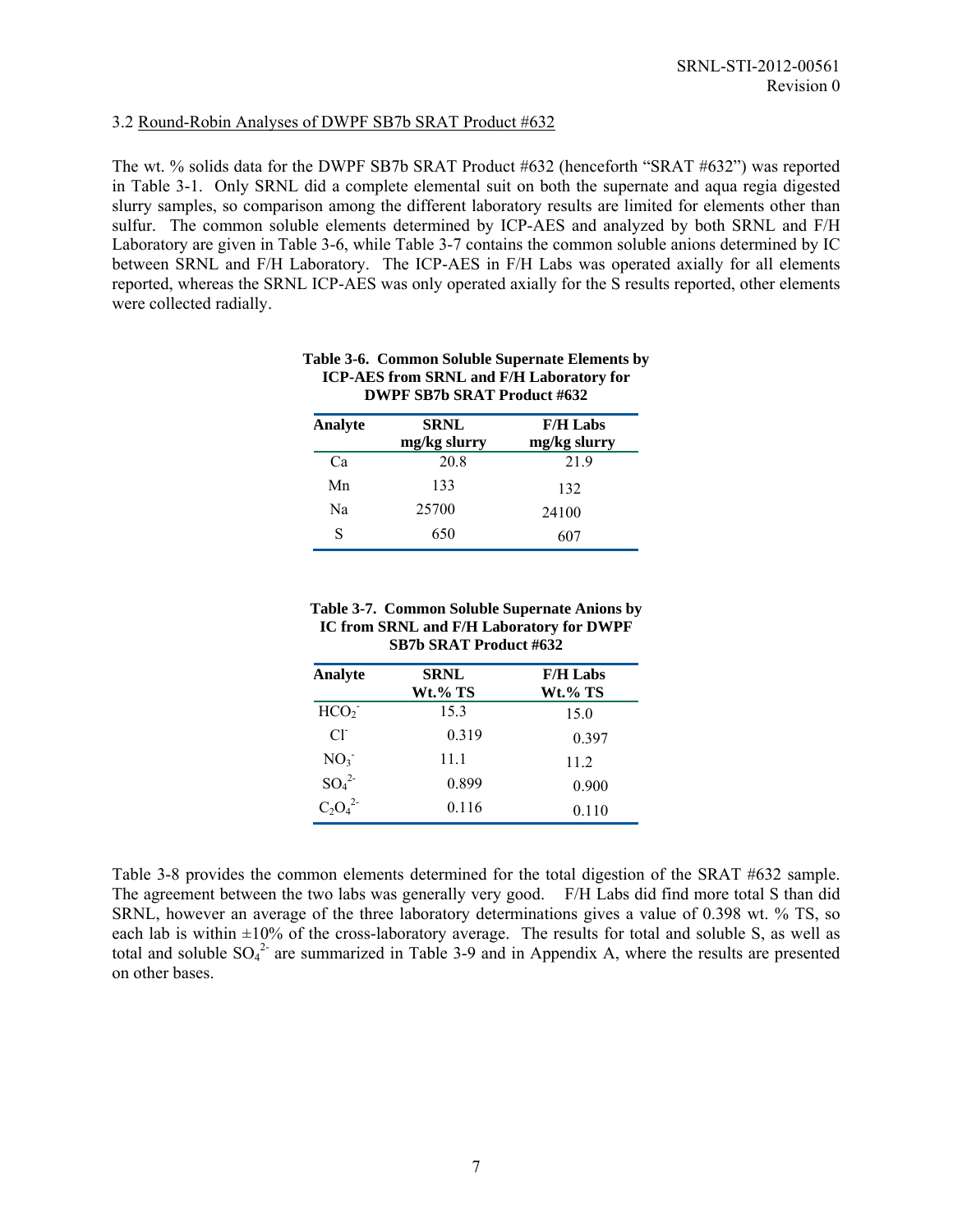### 3.2 Round-Robin Analyses of DWPF SB7b SRAT Product #632

The wt. % solids data for the DWPF SB7b SRAT Product #632 (henceforth "SRAT #632") was reported in Table 3-1. Only SRNL did a complete elemental suit on both the supernate and aqua regia digested slurry samples, so comparison among the different laboratory results are limited for elements other than sulfur. The common soluble elements determined by ICP-AES and analyzed by both SRNL and F/H Laboratory are given in Table 3-6, while Table 3-7 contains the common soluble anions determined by IC between SRNL and F/H Laboratory. The ICP-AES in F/H Labs was operated axially for all elements reported, whereas the SRNL ICP-AES was only operated axially for the S results reported, other elements were collected radially.

**Table 3-6. Common Soluble Supernate Elements by ICP-AES from SRNL and F/H Laboratory for DWPF SB7b SRAT Product #632**

| Analyte | SRNL mg/kg slurry | F/H Labs mg/kg slurry |
|---|---|---|
| Ca | 20.8 | 21.9 |
| Mn | 133 | 132 |
| Na | 25700 | 24100 |
| S | 650 | 607 |

**Table 3-7. Common Soluble Supernate Anions by IC from SRNL and F/H Laboratory for DWPF SB7b SRAT Product #632**

| Analyte | SRNL Wt.% TS | F/H Labs Wt.% TS |
|---|---|---|
| $HCO_2^-$ | 15.3 | 15.0 |
| $Cl^-$ | 0.319 | 0.397 |
| $NO_3^-$ | 11.1 | 11.2 |
| $SO_4^{2-}$ | 0.899 | 0.900 |
| $C_2O_4^{2-}$ | 0.116 | 0.110 |

Table 3-8 provides the common elements determined for the total digestion of the SRAT #632 sample. The agreement between the two labs was generally very good. F/H Labs did find more total S than did SRNL, however an average of the three laboratory determinations gives a value of 0.398 wt. % TS, so each lab is within ±10% of the cross-laboratory average. The results for total and soluble S, as well as total and soluble $SO_4^{2-}$ are summarized in Table 3-9 and in Appendix A, where the results are presented on other bases.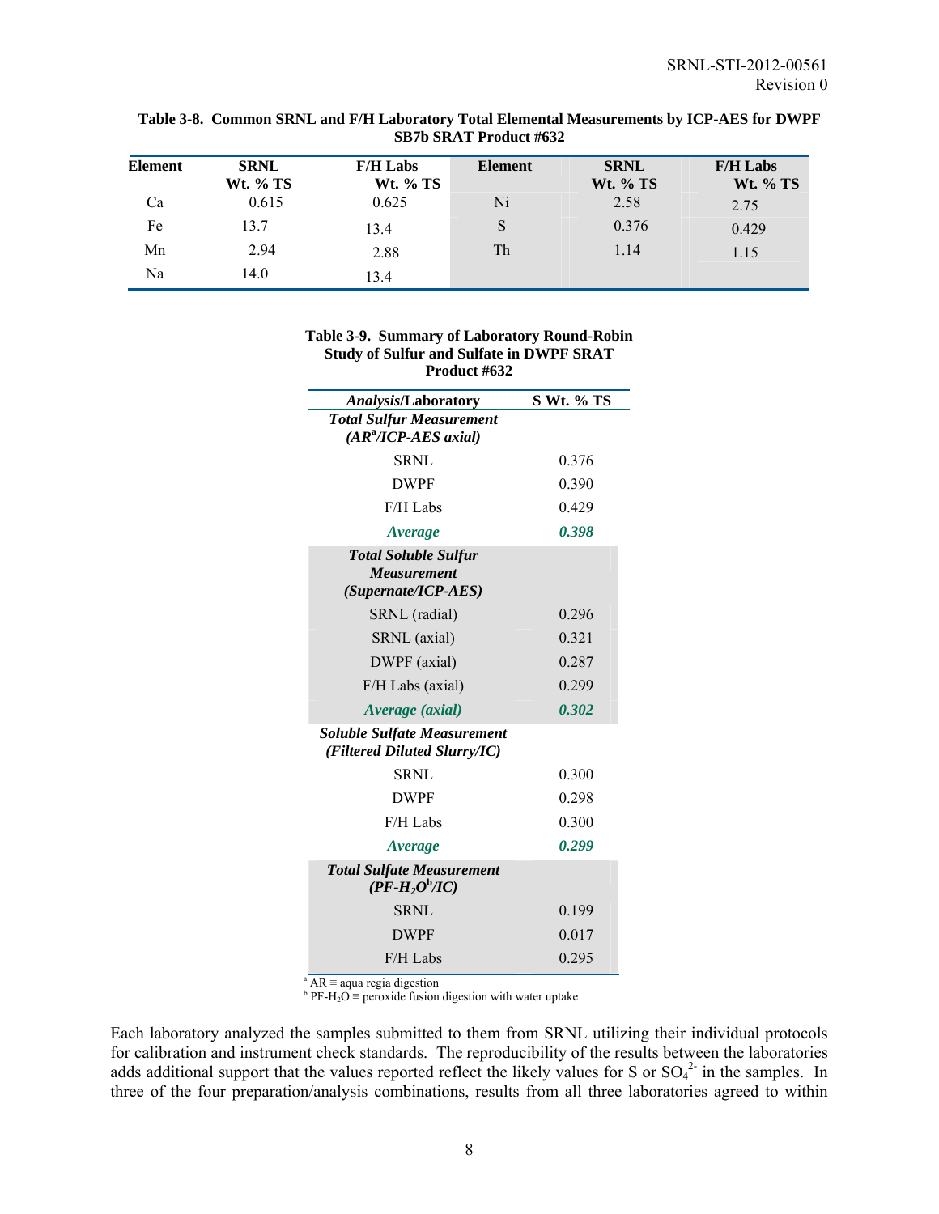**Table 3-8. Common SRNL and F/H Laboratory Total Elemental Measurements by ICP-AES for DWPF SB7b SRAT Product #632**

| Element | SRNL Wt. % TS | F/H Labs Wt. % TS | Element | SRNL Wt. % TS | F/H Labs Wt. % TS |
|---|---|---|---|---|---|
| Ca | 0.615 | 0.625 | Ni | 2.58 | 2.75 |
| Fe | 13.7 | 13.4 | S | 0.376 | 0.429 |
| Mn | 2.94 | 2.88 | Th | 1.14 | 1.15 |
| Na | 14.0 | 13.4 | | | |

**Table 3-9. Summary of Laboratory Round-Robin Study of Sulfur and Sulfate in DWPF SRAT Product #632**

| *Analysis*/Laboratory | S Wt. % TS |
|---|---|
| ***Total Sulfur Measurement (AR[a]/ICP-AES axial)*** | |
| SRNL | 0.376 |
| DWPF | 0.390 |
| F/H Labs | 0.429 |
| ***Average*** | ***0.398*** |
| ***Total Soluble Sulfur Measurement (Supernate/ICP-AES)*** | |
| SRNL (radial) | 0.296 |
| SRNL (axial) | 0.321 |
| DWPF (axial) | 0.287 |
| F/H Labs (axial) | 0.299 |
| ***Average (axial)*** | ***0.302*** |
| ***Soluble Sulfate Measurement (Filtered Diluted Slurry/IC)*** | |
| SRNL | 0.300 |
| DWPF | 0.298 |
| F/H Labs | 0.300 |
| ***Average*** | ***0.299*** |
| ***Total Sulfate Measurement (PF-$H_2O$[b]/IC)*** | |
| SRNL | 0.199 |
| DWPF | 0.017 |
| F/H Labs | 0.295 |

[a] AR ≡ aqua regia digestion
[b] PF-$H_2O$ ≡ peroxide fusion digestion with water uptake

Each laboratory analyzed the samples submitted to them from SRNL utilizing their individual protocols for calibration and instrument check standards. The reproducibility of the results between the laboratories adds additional support that the values reported reflect the likely values for S or $SO_4^{2-}$ in the samples. In three of the four preparation/analysis combinations, results from all three laboratories agreed to within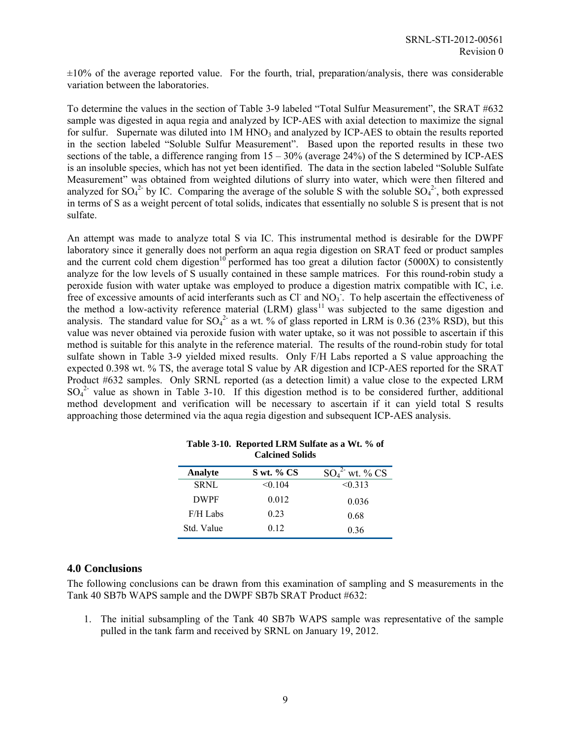±10% of the average reported value. For the fourth, trial, preparation/analysis, there was considerable variation between the laboratories.

To determine the values in the section of Table 3-9 labeled "Total Sulfur Measurement", the SRAT #632 sample was digested in aqua regia and analyzed by ICP-AES with axial detection to maximize the signal for sulfur. Supernate was diluted into 1M $HNO_3$ and analyzed by ICP-AES to obtain the results reported in the section labeled "Soluble Sulfur Measurement". Based upon the reported results in these two sections of the table, a difference ranging from 15 – 30% (average 24%) of the S determined by ICP-AES is an insoluble species, which has not yet been identified. The data in the section labeled "Soluble Sulfate Measurement" was obtained from weighted dilutions of slurry into water, which were then filtered and analyzed for $SO_4^{2-}$ by IC. Comparing the average of the soluble S with the soluble $SO_4^{2-}$, both expressed in terms of S as a weight percent of total solids, indicates that essentially no soluble S is present that is not sulfate.

An attempt was made to analyze total S via IC. This instrumental method is desirable for the DWPF laboratory since it generally does not perform an aqua regia digestion on SRAT feed or product samples and the current cold chem digestion[10] performed has too great a dilution factor (5000X) to consistently analyze for the low levels of S usually contained in these sample matrices. For this round-robin study a peroxide fusion with water uptake was employed to produce a digestion matrix compatible with IC, i.e. free of excessive amounts of acid interferants such as $Cl^-$ and $NO_3^-$. To help ascertain the effectiveness of the method a low-activity reference material (LRM) glass[11] was subjected to the same digestion and analysis. The standard value for $SO_4^{2-}$ as a wt. % of glass reported in LRM is 0.36 (23% RSD), but this value was never obtained via peroxide fusion with water uptake, so it was not possible to ascertain if this method is suitable for this analyte in the reference material. The results of the round-robin study for total sulfate shown in Table 3-9 yielded mixed results. Only F/H Labs reported a S value approaching the expected 0.398 wt. % TS, the average total S value by AR digestion and ICP-AES reported for the SRAT Product #632 samples. Only SRNL reported (as a detection limit) a value close to the expected LRM $SO_4^{2-}$ value as shown in Table 3-10. If this digestion method is to be considered further, additional method development and verification will be necessary to ascertain if it can yield total S results approaching those determined via the aqua regia digestion and subsequent ICP-AES analysis.

**Table 3-10. Reported LRM Sulfate as a Wt. % of Calcined Solids**

| Analyte | S wt. % CS | $SO_4^{2-}$ wt. % CS |
|---|---|---|
| SRNL | <0.104 | <0.313 |
| DWPF | 0.012 | 0.036 |
| F/H Labs | 0.23 | 0.68 |
| Std. Value | 0.12 | 0.36 |

## 4.0 Conclusions

The following conclusions can be drawn from this examination of sampling and S measurements in the Tank 40 SB7b WAPS sample and the DWPF SB7b SRAT Product #632:

1. The initial subsampling of the Tank 40 SB7b WAPS sample was representative of the sample pulled in the tank farm and received by SRNL on January 19, 2012.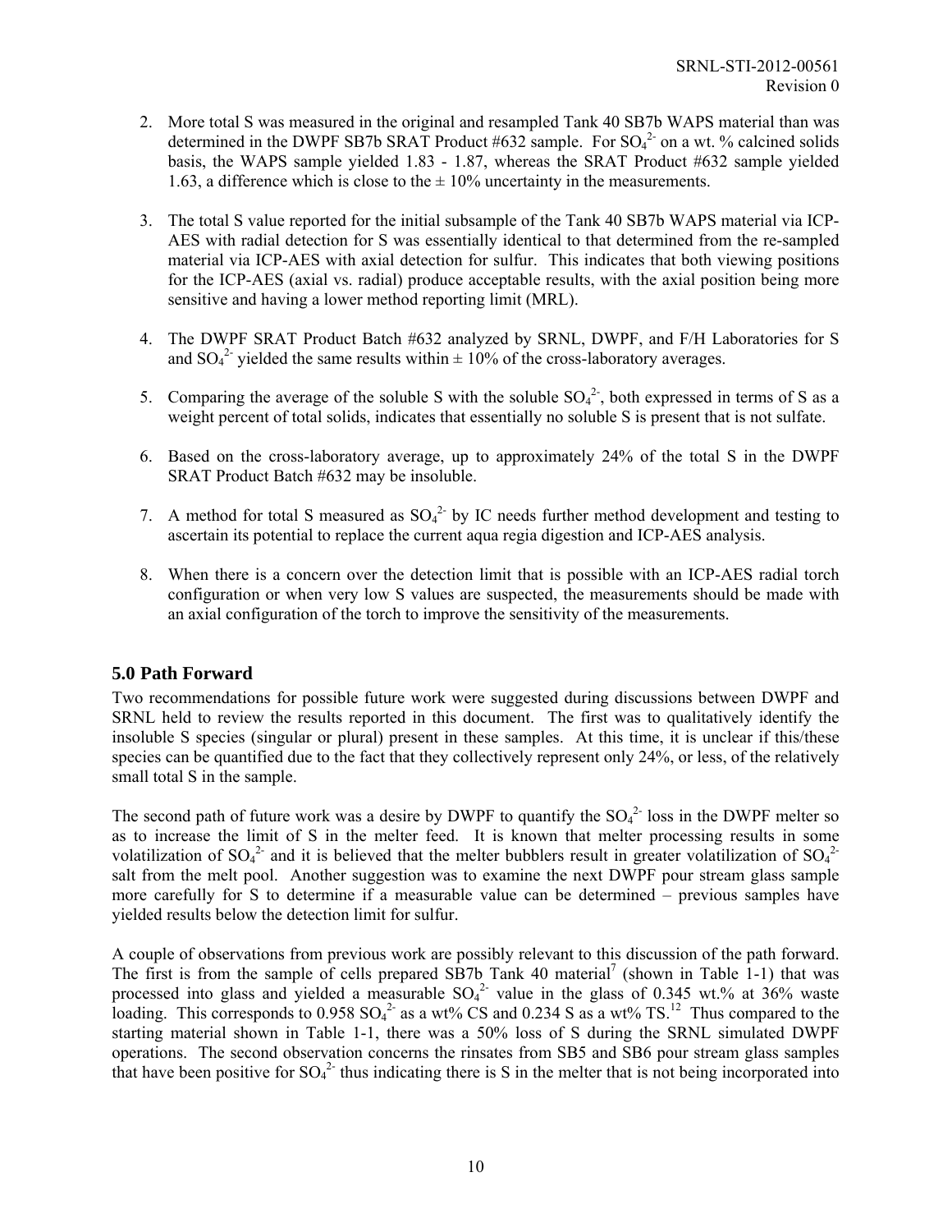2. More total S was measured in the original and resampled Tank 40 SB7b WAPS material than was determined in the DWPF SB7b SRAT Product #632 sample. For $SO_4^{2-}$ on a wt. % calcined solids basis, the WAPS sample yielded 1.83 - 1.87, whereas the SRAT Product #632 sample yielded 1.63, a difference which is close to the ± 10% uncertainty in the measurements.

3. The total S value reported for the initial subsample of the Tank 40 SB7b WAPS material via ICP-AES with radial detection for S was essentially identical to that determined from the re-sampled material via ICP-AES with axial detection for sulfur. This indicates that both viewing positions for the ICP-AES (axial vs. radial) produce acceptable results, with the axial position being more sensitive and having a lower method reporting limit (MRL).

4. The DWPF SRAT Product Batch #632 analyzed by SRNL, DWPF, and F/H Laboratories for S and $SO_4^{2-}$ yielded the same results within ± 10% of the cross-laboratory averages.

5. Comparing the average of the soluble S with the soluble $SO_4^{2-}$, both expressed in terms of S as a weight percent of total solids, indicates that essentially no soluble S is present that is not sulfate.

6. Based on the cross-laboratory average, up to approximately 24% of the total S in the DWPF SRAT Product Batch #632 may be insoluble.

7. A method for total S measured as $SO_4^{2-}$ by IC needs further method development and testing to ascertain its potential to replace the current aqua regia digestion and ICP-AES analysis.

8. When there is a concern over the detection limit that is possible with an ICP-AES radial torch configuration or when very low S values are suspected, the measurements should be made with an axial configuration of the torch to improve the sensitivity of the measurements.

## 5.0 Path Forward

Two recommendations for possible future work were suggested during discussions between DWPF and SRNL held to review the results reported in this document. The first was to qualitatively identify the insoluble S species (singular or plural) present in these samples. At this time, it is unclear if this/these species can be quantified due to the fact that they collectively represent only 24%, or less, of the relatively small total S in the sample.

The second path of future work was a desire by DWPF to quantify the $SO_4^{2-}$ loss in the DWPF melter so as to increase the limit of S in the melter feed. It is known that melter processing results in some volatilization of $SO_4^{2-}$ and it is believed that the melter bubblers result in greater volatilization of $SO_4^{2-}$ salt from the melt pool. Another suggestion was to examine the next DWPF pour stream glass sample more carefully for S to determine if a measurable value can be determined – previous samples have yielded results below the detection limit for sulfur.

A couple of observations from previous work are possibly relevant to this discussion of the path forward. The first is from the sample of cells prepared SB7b Tank 40 material[7] (shown in Table 1-1) that was processed into glass and yielded a measurable $SO_4^{2-}$ value in the glass of 0.345 wt.% at 36% waste loading. This corresponds to 0.958 $SO_4^{2-}$ as a wt% CS and 0.234 S as a wt% TS.[12] Thus compared to the starting material shown in Table 1-1, there was a 50% loss of S during the SRNL simulated DWPF operations. The second observation concerns the rinsates from SB5 and SB6 pour stream glass samples that have been positive for $SO_4^{2-}$ thus indicating there is S in the melter that is not being incorporated into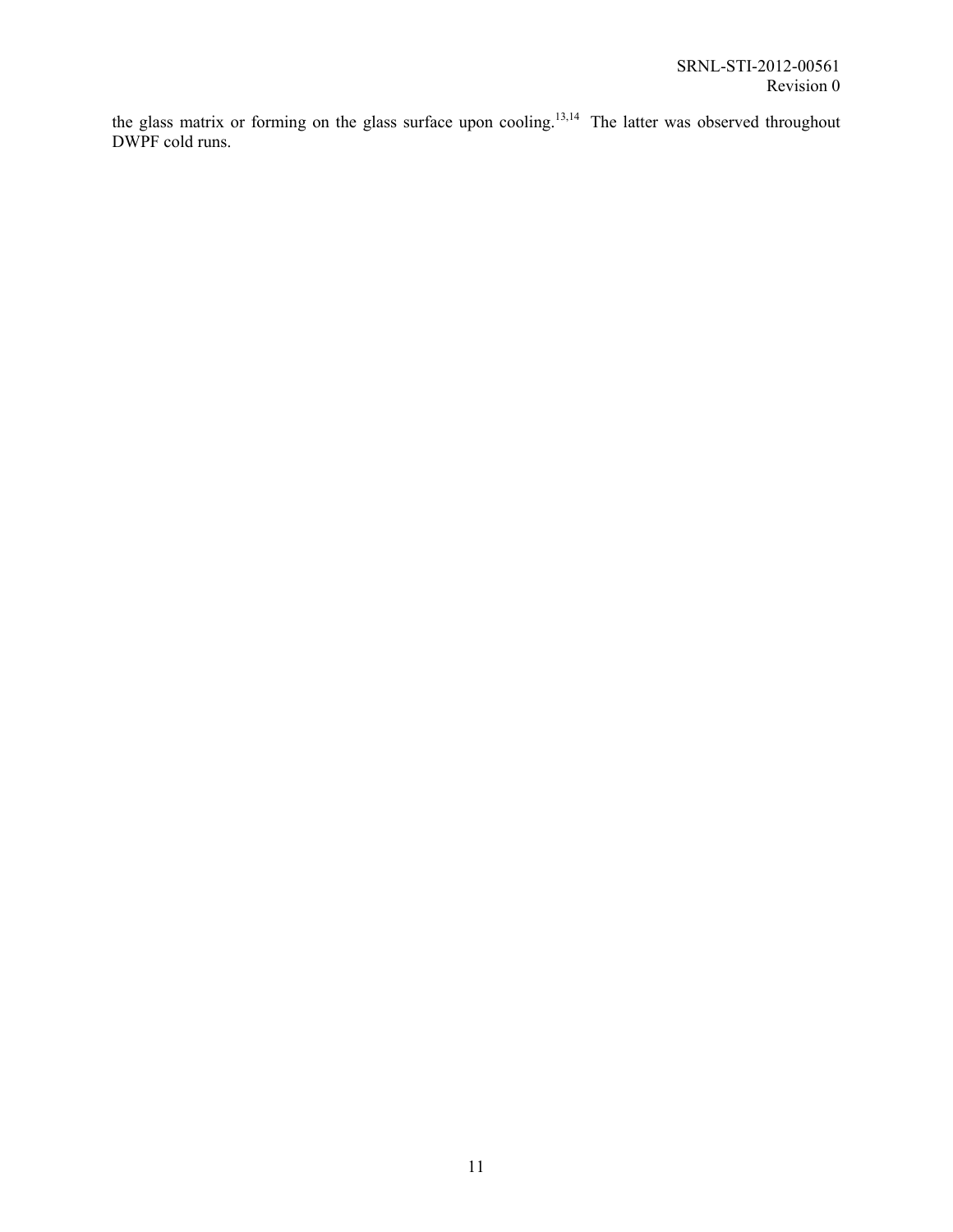the glass matrix or forming on the glass surface upon cooling.[13,14] The latter was observed throughout DWPF cold runs.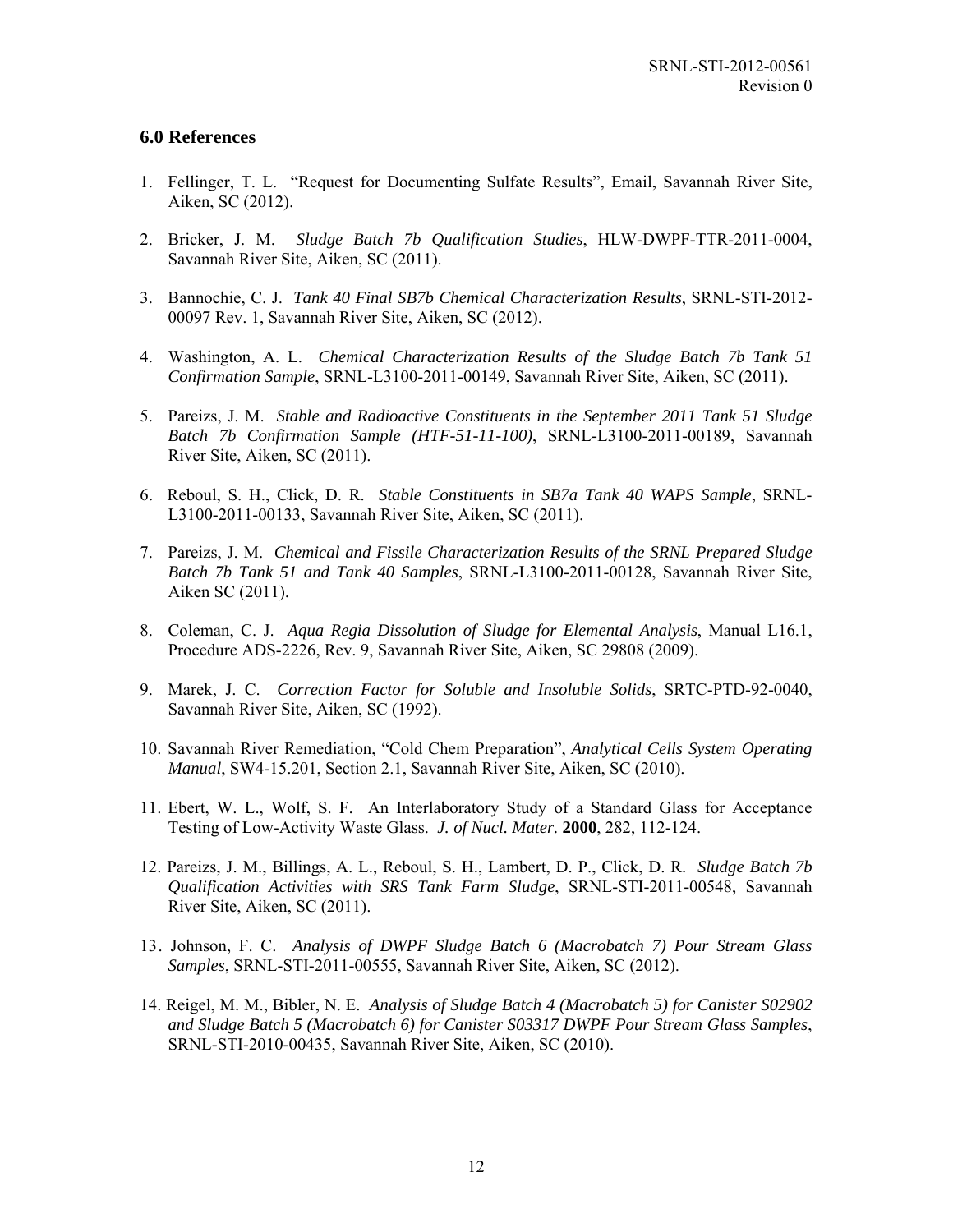## 6.0 References

1. Fellinger, T. L. "Request for Documenting Sulfate Results", Email, Savannah River Site, Aiken, SC (2012).

2. Bricker, J. M. *Sludge Batch 7b Qualification Studies*, HLW-DWPF-TTR-2011-0004, Savannah River Site, Aiken, SC (2011).

3. Bannochie, C. J. *Tank 40 Final SB7b Chemical Characterization Results*, SRNL-STI-2012-00097 Rev. 1, Savannah River Site, Aiken, SC (2012).

4. Washington, A. L. *Chemical Characterization Results of the Sludge Batch 7b Tank 51 Confirmation Sample*, SRNL-L3100-2011-00149, Savannah River Site, Aiken, SC (2011).

5. Pareizs, J. M. *Stable and Radioactive Constituents in the September 2011 Tank 51 Sludge Batch 7b Confirmation Sample (HTF-51-11-100)*, SRNL-L3100-2011-00189, Savannah River Site, Aiken, SC (2011).

6. Reboul, S. H., Click, D. R. *Stable Constituents in SB7a Tank 40 WAPS Sample*, SRNL-L3100-2011-00133, Savannah River Site, Aiken, SC (2011).

7. Pareizs, J. M. *Chemical and Fissile Characterization Results of the SRNL Prepared Sludge Batch 7b Tank 51 and Tank 40 Samples*, SRNL-L3100-2011-00128, Savannah River Site, Aiken SC (2011).

8. Coleman, C. J. *Aqua Regia Dissolution of Sludge for Elemental Analysis*, Manual L16.1, Procedure ADS-2226, Rev. 9, Savannah River Site, Aiken, SC 29808 (2009).

9. Marek, J. C. *Correction Factor for Soluble and Insoluble Solids*, SRTC-PTD-92-0040, Savannah River Site, Aiken, SC (1992).

10. Savannah River Remediation, "Cold Chem Preparation", *Analytical Cells System Operating Manual*, SW4-15.201, Section 2.1, Savannah River Site, Aiken, SC (2010).

11. Ebert, W. L., Wolf, S. F. An Interlaboratory Study of a Standard Glass for Acceptance Testing of Low-Activity Waste Glass. *J. of Nucl. Mater.* **2000**, 282, 112-124.

12. Pareizs, J. M., Billings, A. L., Reboul, S. H., Lambert, D. P., Click, D. R. *Sludge Batch 7b Qualification Activities with SRS Tank Farm Sludge*, SRNL-STI-2011-00548, Savannah River Site, Aiken, SC (2011).

13. Johnson, F. C. *Analysis of DWPF Sludge Batch 6 (Macrobatch 7) Pour Stream Glass Samples*, SRNL-STI-2011-00555, Savannah River Site, Aiken, SC (2012).

14. Reigel, M. M., Bibler, N. E. *Analysis of Sludge Batch 4 (Macrobatch 5) for Canister S02902 and Sludge Batch 5 (Macrobatch 6) for Canister S03317 DWPF Pour Stream Glass Samples*, SRNL-STI-2010-00435, Savannah River Site, Aiken, SC (2010).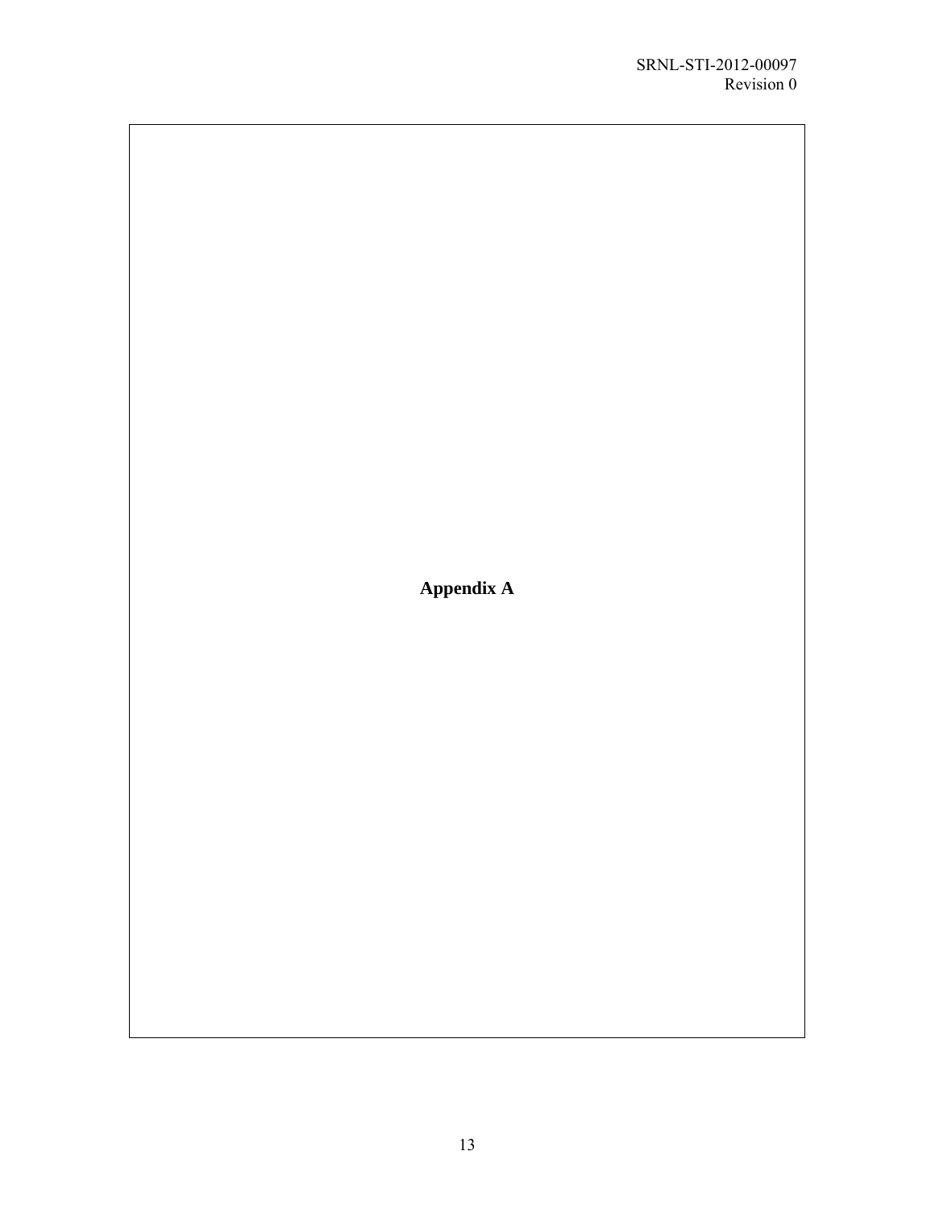# Appendix A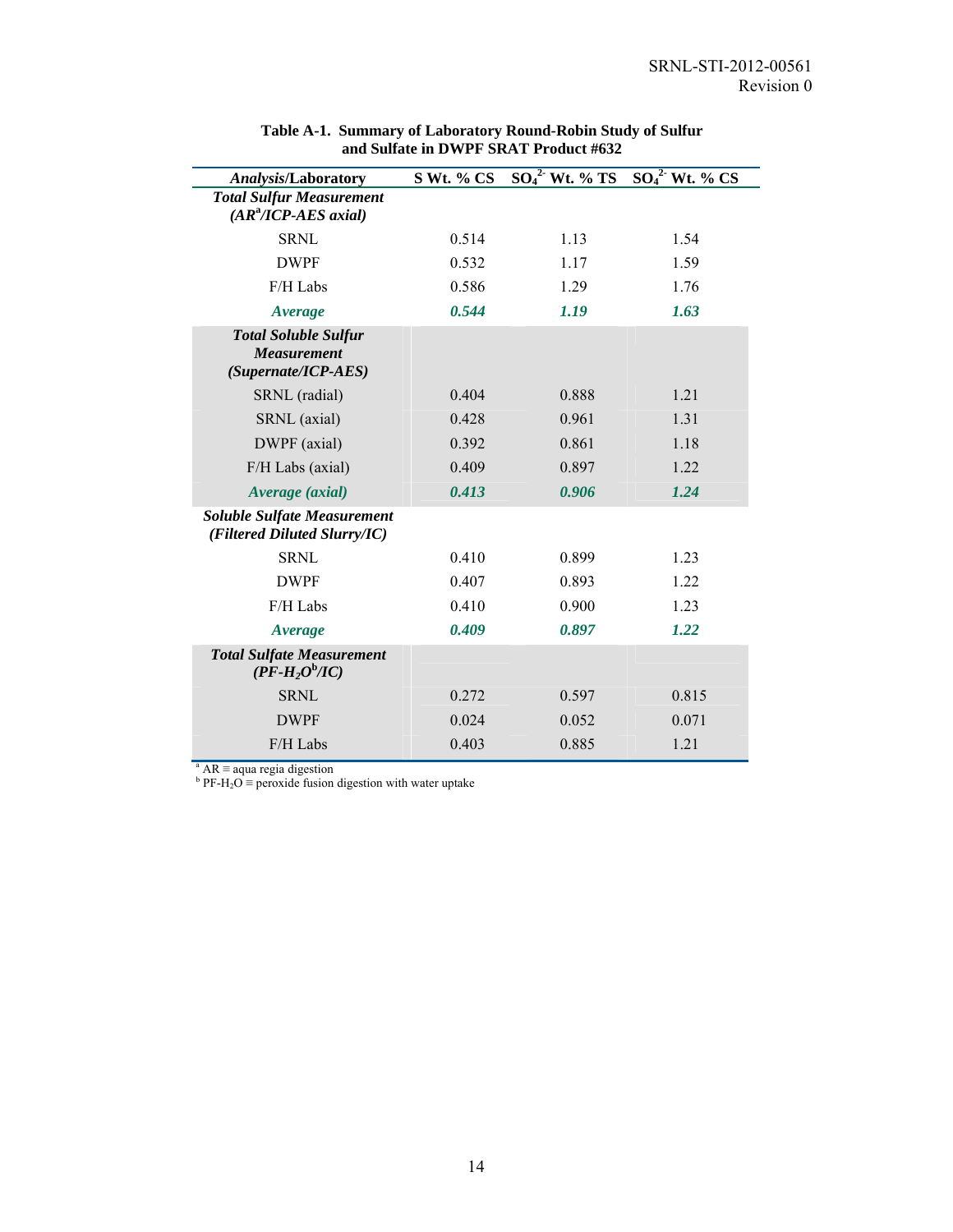**Table A-1. Summary of Laboratory Round-Robin Study of Sulfur and Sulfate in DWPF SRAT Product #632**

| *Analysis*/Laboratory | S Wt. % CS | $SO_4^{2-}$ Wt. % TS | $SO_4^{2-}$ Wt. % CS |
|---|---|---|---|
| ***Total Sulfur Measurement (AR[a]/ICP-AES axial)*** | | | |
| SRNL | 0.514 | 1.13 | 1.54 |
| DWPF | 0.532 | 1.17 | 1.59 |
| F/H Labs | 0.586 | 1.29 | 1.76 |
| ***Average*** | ***0.544*** | ***1.19*** | ***1.63*** |
| ***Total Soluble Sulfur Measurement (Supernate/ICP-AES)*** | | | |
| SRNL (radial) | 0.404 | 0.888 | 1.21 |
| SRNL (axial) | 0.428 | 0.961 | 1.31 |
| DWPF (axial) | 0.392 | 0.861 | 1.18 |
| F/H Labs (axial) | 0.409 | 0.897 | 1.22 |
| ***Average (axial)*** | ***0.413*** | ***0.906*** | ***1.24*** |
| ***Soluble Sulfate Measurement (Filtered Diluted Slurry/IC)*** | | | |
| SRNL | 0.410 | 0.899 | 1.23 |
| DWPF | 0.407 | 0.893 | 1.22 |
| F/H Labs | 0.410 | 0.900 | 1.23 |
| ***Average*** | ***0.409*** | ***0.897*** | ***1.22*** |
| ***Total Sulfate Measurement (PF-$H_2O$[b]/IC)*** | | | |
| SRNL | 0.272 | 0.597 | 0.815 |
| DWPF | 0.024 | 0.052 | 0.071 |
| F/H Labs | 0.403 | 0.885 | 1.21 |

[a] AR ≡ aqua regia digestion
[b] PF-$H_2O$ ≡ peroxide fusion digestion with water uptake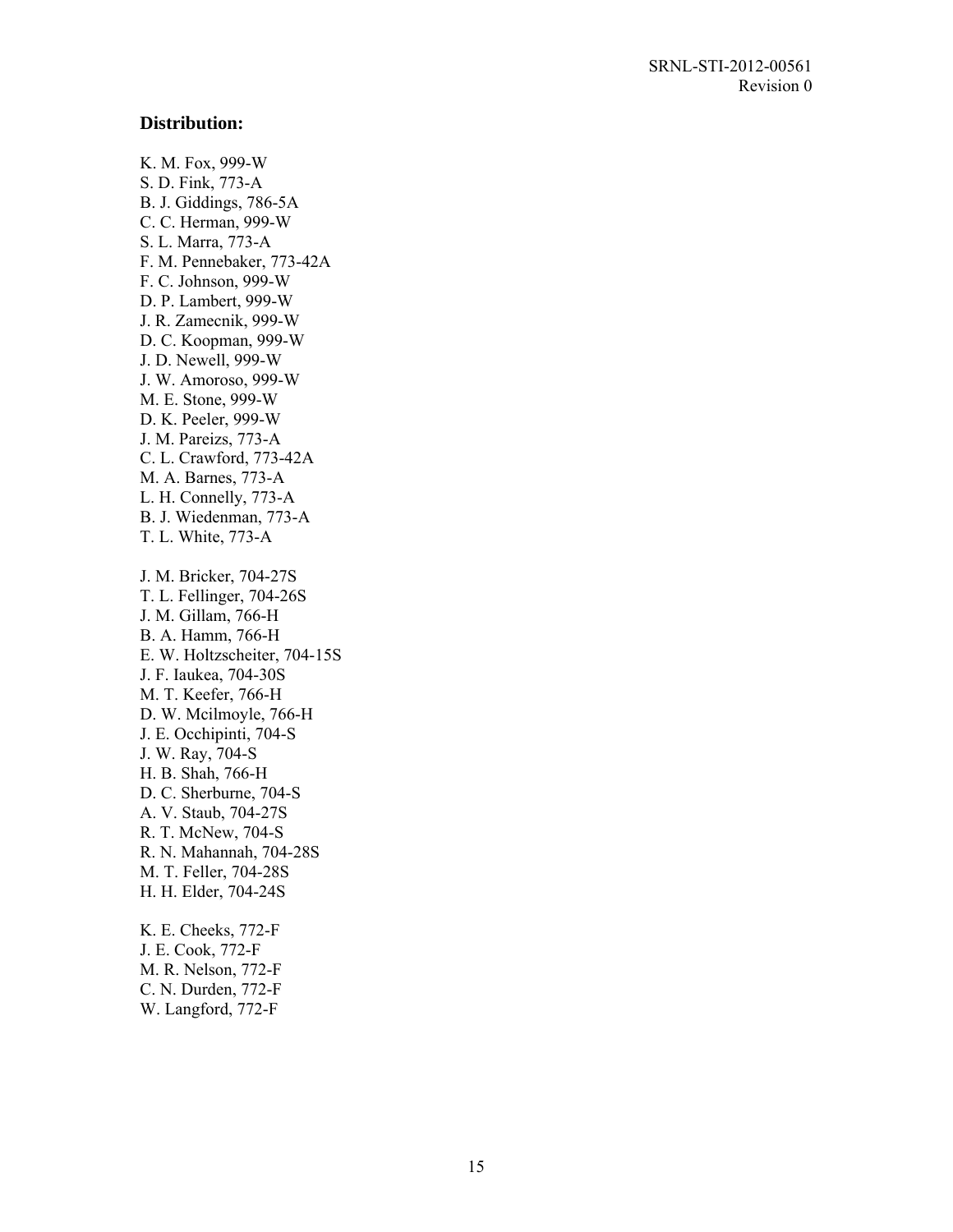## Distribution:

K. M. Fox, 999-W
S. D. Fink, 773-A
B. J. Giddings, 786-5A
C. C. Herman, 999-W
S. L. Marra, 773-A
F. M. Pennebaker, 773-42A
F. C. Johnson, 999-W
D. P. Lambert, 999-W
J. R. Zamecnik, 999-W
D. C. Koopman, 999-W
J. D. Newell, 999-W
J. W. Amoroso, 999-W
M. E. Stone, 999-W
D. K. Peeler, 999-W
J. M. Pareizs, 773-A
C. L. Crawford, 773-42A
M. A. Barnes, 773-A
L. H. Connelly, 773-A
B. J. Wiedenman, 773-A
T. L. White, 773-A

J. M. Bricker, 704-27S
T. L. Fellinger, 704-26S
J. M. Gillam, 766-H
B. A. Hamm, 766-H
E. W. Holtzscheiter, 704-15S
J. F. Iaukea, 704-30S
M. T. Keefer, 766-H
D. W. Mcilmoyle, 766-H
J. E. Occhipinti, 704-S
J. W. Ray, 704-S
H. B. Shah, 766-H
D. C. Sherburne, 704-S
A. V. Staub, 704-27S
R. T. McNew, 704-S
R. N. Mahannah, 704-28S
M. T. Feller, 704-28S
H. H. Elder, 704-24S

K. E. Cheeks, 772-F
J. E. Cook, 772-F
M. R. Nelson, 772-F
C. N. Durden, 772-F
W. Langford, 772-F